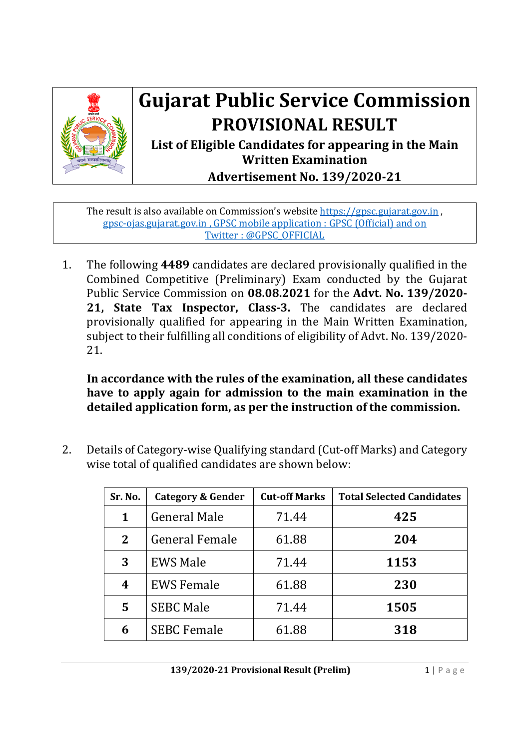# Gujarat Public Service Commission

## PROVISIONAL RESULT

### List of Eligible Candidates for appearing in the Main Written Examination

### Advertisement No. 139/2020-21

The result is also available on Commission's website https://gpsc.gujarat.gov.in , gpsc-ojas.gujarat.gov.in , GPSC mobile application : GPSC (Official) and on Twitter : @GPSC_OFFICIAL

1. The following **4489** candidates are declared provisionally qualified in the Combined Competitive (Preliminary) Exam conducted by the Gujarat Public Service Commission on **08.08.2021** for the **Advt. No. 139/2020-21, State Tax Inspector, Class-3.** The candidates are declared provisionally qualified for appearing in the Main Written Examination, subject to their fulfilling all conditions of eligibility of Advt. No. 139/2020-21.

   **In accordance with the rules of the examination, all these candidates have to apply again for admission to the main examination in the detailed application form, as per the instruction of the commission.**

2. Details of Category-wise Qualifying standard (Cut-off Marks) and Category wise total of qualified candidates are shown below:

| Sr. No. | Category & Gender | Cut-off Marks | Total Selected Candidates |
|---|---|---|---|
| **1** | General Male | 71.44 | **425** |
| **2** | General Female | 61.88 | **204** |
| **3** | EWS Male | 71.44 | **1153** |
| **4** | EWS Female | 61.88 | **230** |
| **5** | SEBC Male | 71.44 | **1505** |
| **6** | SEBC Female | 61.88 | **318** |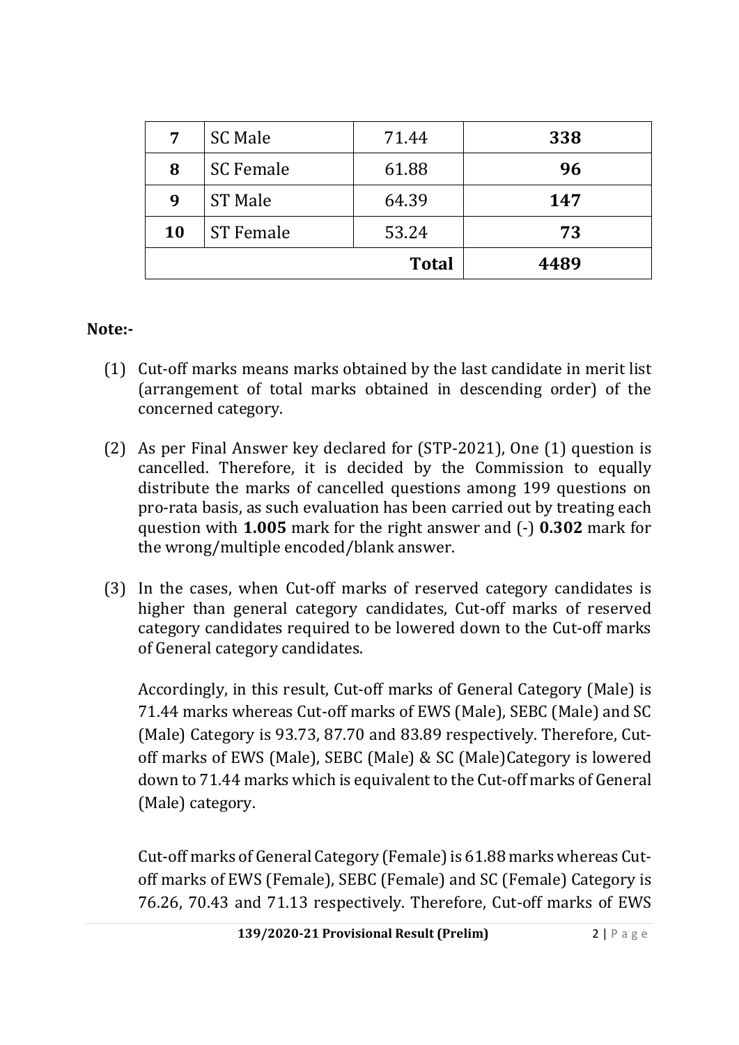| 7 | SC Male | 71.44 | 338 |
|---|---|---|---|
| 8 | SC Female | 61.88 | 96 |
| 9 | ST Male | 64.39 | 147 |
| 10 | ST Female | 53.24 | 73 |
| | | **Total** | **4489** |

**Note:-**

(1) Cut-off marks means marks obtained by the last candidate in merit list (arrangement of total marks obtained in descending order) of the concerned category.

(2) As per Final Answer key declared for (STP-2021), One (1) question is cancelled. Therefore, it is decided by the Commission to equally distribute the marks of cancelled questions among 199 questions on pro-rata basis, as such evaluation has been carried out by treating each question with **1.005** mark for the right answer and (-) **0.302** mark for the wrong/multiple encoded/blank answer.

(3) In the cases, when Cut-off marks of reserved category candidates is higher than general category candidates, Cut-off marks of reserved category candidates required to be lowered down to the Cut-off marks of General category candidates.

Accordingly, in this result, Cut-off marks of General Category (Male) is 71.44 marks whereas Cut-off marks of EWS (Male), SEBC (Male) and SC (Male) Category is 93.73, 87.70 and 83.89 respectively. Therefore, Cut-off marks of EWS (Male), SEBC (Male) & SC (Male)Category is lowered down to 71.44 marks which is equivalent to the Cut-off marks of General (Male) category.

Cut-off marks of General Category (Female) is 61.88 marks whereas Cut-off marks of EWS (Female), SEBC (Female) and SC (Female) Category is 76.26, 70.43 and 71.13 respectively. Therefore, Cut-off marks of EWS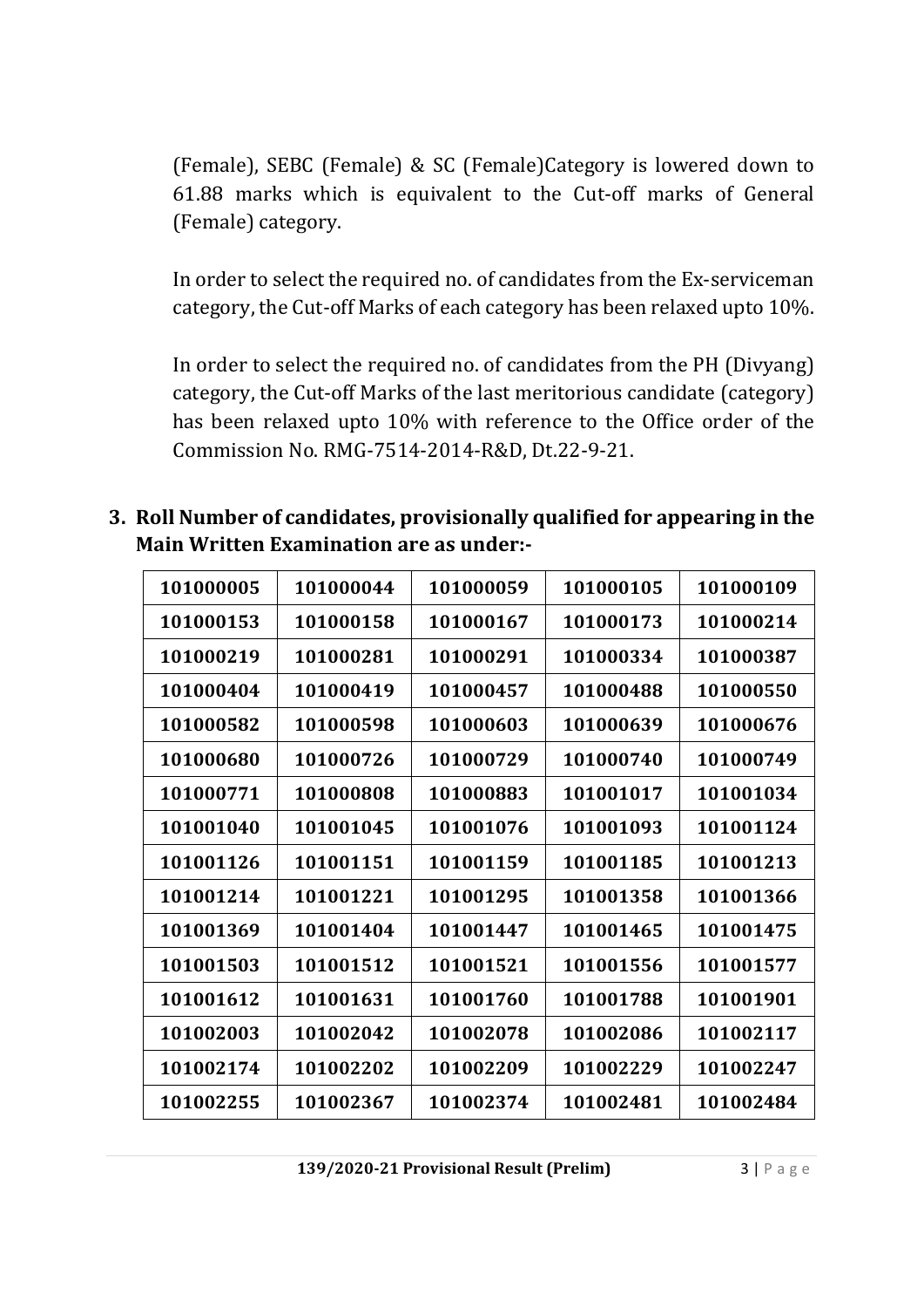(Female), SEBC (Female) & SC (Female)Category is lowered down to 61.88 marks which is equivalent to the Cut-off marks of General (Female) category.

In order to select the required no. of candidates from the Ex-serviceman category, the Cut-off Marks of each category has been relaxed upto 10%.

In order to select the required no. of candidates from the PH (Divyang) category, the Cut-off Marks of the last meritorious candidate (category) has been relaxed upto 10% with reference to the Office order of the Commission No. RMG-7514-2014-R&D, Dt.22-9-21.

3. **Roll Number of candidates, provisionally qualified for appearing in the Main Written Examination are as under:-**

| | | | | |
|---|---|---|---|---|
| **101000005** | **101000044** | **101000059** | **101000105** | **101000109** |
| **101000153** | **101000158** | **101000167** | **101000173** | **101000214** |
| **101000219** | **101000281** | **101000291** | **101000334** | **101000387** |
| **101000404** | **101000419** | **101000457** | **101000488** | **101000550** |
| **101000582** | **101000598** | **101000603** | **101000639** | **101000676** |
| **101000680** | **101000726** | **101000729** | **101000740** | **101000749** |
| **101000771** | **101000808** | **101000883** | **101001017** | **101001034** |
| **101001040** | **101001045** | **101001076** | **101001093** | **101001124** |
| **101001126** | **101001151** | **101001159** | **101001185** | **101001213** |
| **101001214** | **101001221** | **101001295** | **101001358** | **101001366** |
| **101001369** | **101001404** | **101001447** | **101001465** | **101001475** |
| **101001503** | **101001512** | **101001521** | **101001556** | **101001577** |
| **101001612** | **101001631** | **101001760** | **101001788** | **101001901** |
| **101002003** | **101002042** | **101002078** | **101002086** | **101002117** |
| **101002174** | **101002202** | **101002209** | **101002229** | **101002247** |
| **101002255** | **101002367** | **101002374** | **101002481** | **101002484** |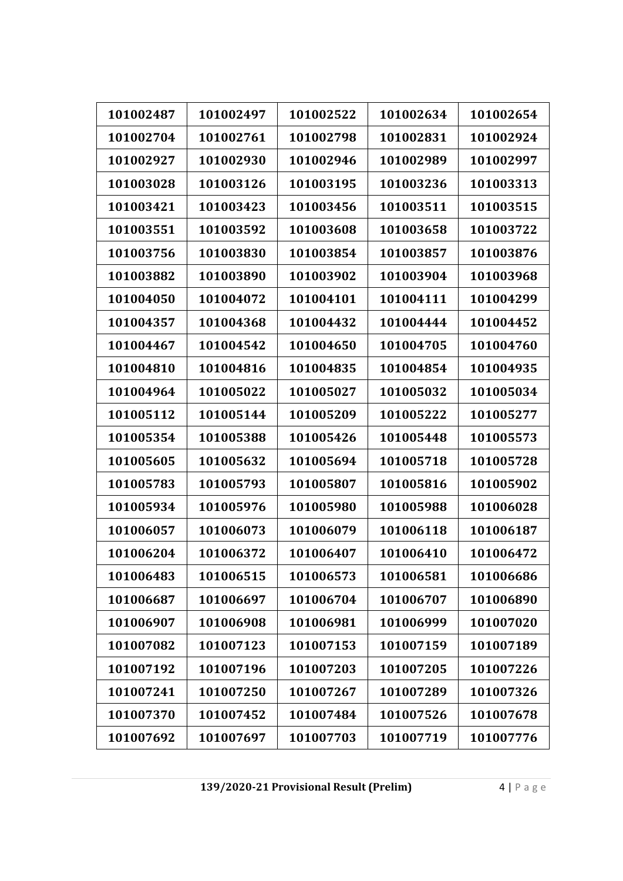| 101002487 | 101002497 | 101002522 | 101002634 | 101002654 |
|---|---|---|---|---|
| 101002704 | 101002761 | 101002798 | 101002831 | 101002924 |
| 101002927 | 101002930 | 101002946 | 101002989 | 101002997 |
| 101003028 | 101003126 | 101003195 | 101003236 | 101003313 |
| 101003421 | 101003423 | 101003456 | 101003511 | 101003515 |
| 101003551 | 101003592 | 101003608 | 101003658 | 101003722 |
| 101003756 | 101003830 | 101003854 | 101003857 | 101003876 |
| 101003882 | 101003890 | 101003902 | 101003904 | 101003968 |
| 101004050 | 101004072 | 101004101 | 101004111 | 101004299 |
| 101004357 | 101004368 | 101004432 | 101004444 | 101004452 |
| 101004467 | 101004542 | 101004650 | 101004705 | 101004760 |
| 101004810 | 101004816 | 101004835 | 101004854 | 101004935 |
| 101004964 | 101005022 | 101005027 | 101005032 | 101005034 |
| 101005112 | 101005144 | 101005209 | 101005222 | 101005277 |
| 101005354 | 101005388 | 101005426 | 101005448 | 101005573 |
| 101005605 | 101005632 | 101005694 | 101005718 | 101005728 |
| 101005783 | 101005793 | 101005807 | 101005816 | 101005902 |
| 101005934 | 101005976 | 101005980 | 101005988 | 101006028 |
| 101006057 | 101006073 | 101006079 | 101006118 | 101006187 |
| 101006204 | 101006372 | 101006407 | 101006410 | 101006472 |
| 101006483 | 101006515 | 101006573 | 101006581 | 101006686 |
| 101006687 | 101006697 | 101006704 | 101006707 | 101006890 |
| 101006907 | 101006908 | 101006981 | 101006999 | 101007020 |
| 101007082 | 101007123 | 101007153 | 101007159 | 101007189 |
| 101007192 | 101007196 | 101007203 | 101007205 | 101007226 |
| 101007241 | 101007250 | 101007267 | 101007289 | 101007326 |
| 101007370 | 101007452 | 101007484 | 101007526 | 101007678 |
| 101007692 | 101007697 | 101007703 | 101007719 | 101007776 |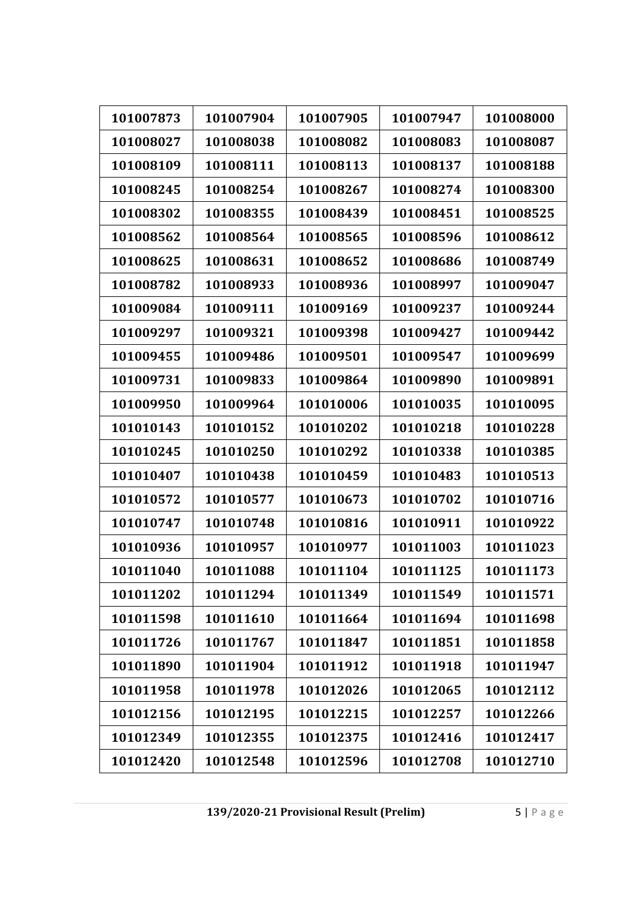| 101007873 | 101007904 | 101007905 | 101007947 | 101008000 |
|---|---|---|---|---|
| 101008027 | 101008038 | 101008082 | 101008083 | 101008087 |
| 101008109 | 101008111 | 101008113 | 101008137 | 101008188 |
| 101008245 | 101008254 | 101008267 | 101008274 | 101008300 |
| 101008302 | 101008355 | 101008439 | 101008451 | 101008525 |
| 101008562 | 101008564 | 101008565 | 101008596 | 101008612 |
| 101008625 | 101008631 | 101008652 | 101008686 | 101008749 |
| 101008782 | 101008933 | 101008936 | 101008997 | 101009047 |
| 101009084 | 101009111 | 101009169 | 101009237 | 101009244 |
| 101009297 | 101009321 | 101009398 | 101009427 | 101009442 |
| 101009455 | 101009486 | 101009501 | 101009547 | 101009699 |
| 101009731 | 101009833 | 101009864 | 101009890 | 101009891 |
| 101009950 | 101009964 | 101010006 | 101010035 | 101010095 |
| 101010143 | 101010152 | 101010202 | 101010218 | 101010228 |
| 101010245 | 101010250 | 101010292 | 101010338 | 101010385 |
| 101010407 | 101010438 | 101010459 | 101010483 | 101010513 |
| 101010572 | 101010577 | 101010673 | 101010702 | 101010716 |
| 101010747 | 101010748 | 101010816 | 101010911 | 101010922 |
| 101010936 | 101010957 | 101010977 | 101011003 | 101011023 |
| 101011040 | 101011088 | 101011104 | 101011125 | 101011173 |
| 101011202 | 101011294 | 101011349 | 101011549 | 101011571 |
| 101011598 | 101011610 | 101011664 | 101011694 | 101011698 |
| 101011726 | 101011767 | 101011847 | 101011851 | 101011858 |
| 101011890 | 101011904 | 101011912 | 101011918 | 101011947 |
| 101011958 | 101011978 | 101012026 | 101012065 | 101012112 |
| 101012156 | 101012195 | 101012215 | 101012257 | 101012266 |
| 101012349 | 101012355 | 101012375 | 101012416 | 101012417 |
| 101012420 | 101012548 | 101012596 | 101012708 | 101012710 |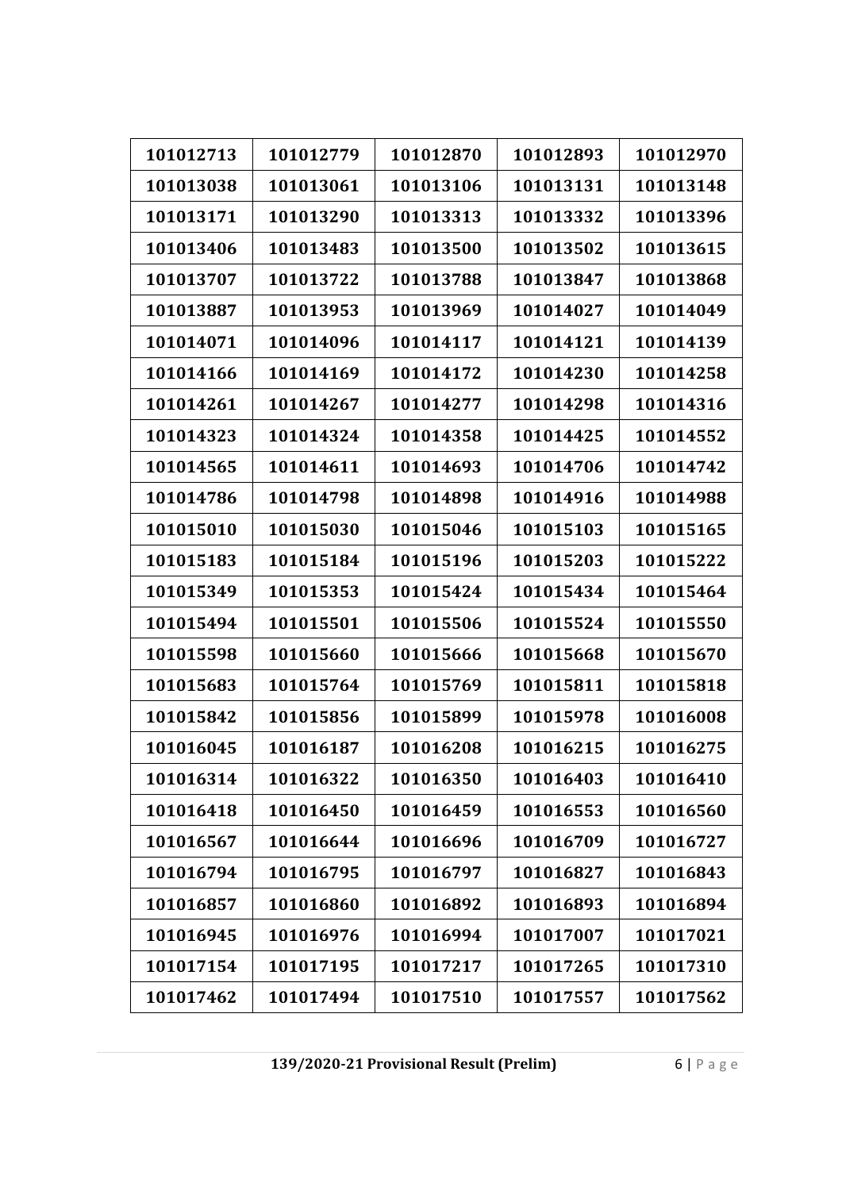| 101012713 | 101012779 | 101012870 | 101012893 | 101012970 |
|---|---|---|---|---|
| 101013038 | 101013061 | 101013106 | 101013131 | 101013148 |
| 101013171 | 101013290 | 101013313 | 101013332 | 101013396 |
| 101013406 | 101013483 | 101013500 | 101013502 | 101013615 |
| 101013707 | 101013722 | 101013788 | 101013847 | 101013868 |
| 101013887 | 101013953 | 101013969 | 101014027 | 101014049 |
| 101014071 | 101014096 | 101014117 | 101014121 | 101014139 |
| 101014166 | 101014169 | 101014172 | 101014230 | 101014258 |
| 101014261 | 101014267 | 101014277 | 101014298 | 101014316 |
| 101014323 | 101014324 | 101014358 | 101014425 | 101014552 |
| 101014565 | 101014611 | 101014693 | 101014706 | 101014742 |
| 101014786 | 101014798 | 101014898 | 101014916 | 101014988 |
| 101015010 | 101015030 | 101015046 | 101015103 | 101015165 |
| 101015183 | 101015184 | 101015196 | 101015203 | 101015222 |
| 101015349 | 101015353 | 101015424 | 101015434 | 101015464 |
| 101015494 | 101015501 | 101015506 | 101015524 | 101015550 |
| 101015598 | 101015660 | 101015666 | 101015668 | 101015670 |
| 101015683 | 101015764 | 101015769 | 101015811 | 101015818 |
| 101015842 | 101015856 | 101015899 | 101015978 | 101016008 |
| 101016045 | 101016187 | 101016208 | 101016215 | 101016275 |
| 101016314 | 101016322 | 101016350 | 101016403 | 101016410 |
| 101016418 | 101016450 | 101016459 | 101016553 | 101016560 |
| 101016567 | 101016644 | 101016696 | 101016709 | 101016727 |
| 101016794 | 101016795 | 101016797 | 101016827 | 101016843 |
| 101016857 | 101016860 | 101016892 | 101016893 | 101016894 |
| 101016945 | 101016976 | 101016994 | 101017007 | 101017021 |
| 101017154 | 101017195 | 101017217 | 101017265 | 101017310 |
| 101017462 | 101017494 | 101017510 | 101017557 | 101017562 |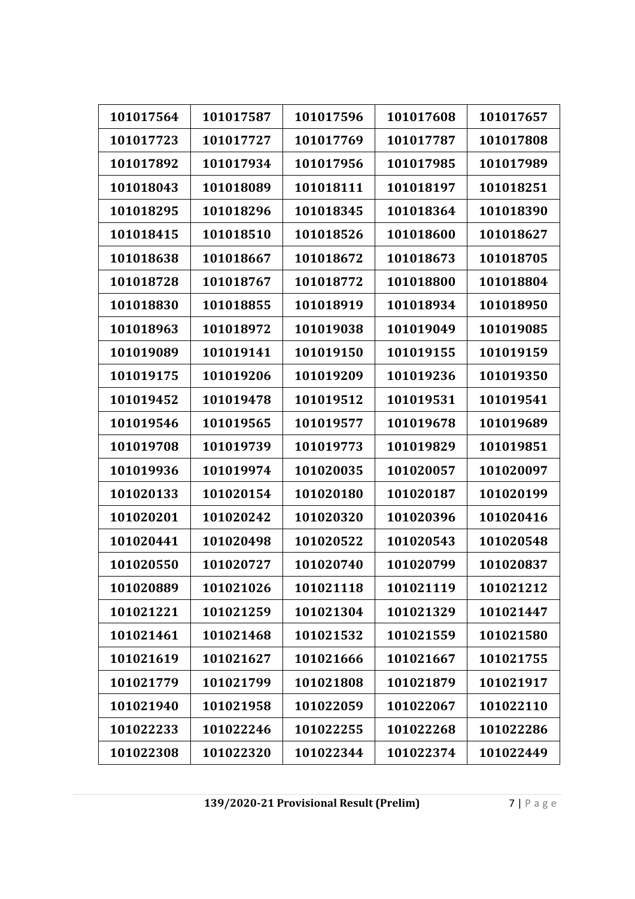| 101017564 | 101017587 | 101017596 | 101017608 | 101017657 |
|---|---|---|---|---|
| 101017723 | 101017727 | 101017769 | 101017787 | 101017808 |
| 101017892 | 101017934 | 101017956 | 101017985 | 101017989 |
| 101018043 | 101018089 | 101018111 | 101018197 | 101018251 |
| 101018295 | 101018296 | 101018345 | 101018364 | 101018390 |
| 101018415 | 101018510 | 101018526 | 101018600 | 101018627 |
| 101018638 | 101018667 | 101018672 | 101018673 | 101018705 |
| 101018728 | 101018767 | 101018772 | 101018800 | 101018804 |
| 101018830 | 101018855 | 101018919 | 101018934 | 101018950 |
| 101018963 | 101018972 | 101019038 | 101019049 | 101019085 |
| 101019089 | 101019141 | 101019150 | 101019155 | 101019159 |
| 101019175 | 101019206 | 101019209 | 101019236 | 101019350 |
| 101019452 | 101019478 | 101019512 | 101019531 | 101019541 |
| 101019546 | 101019565 | 101019577 | 101019678 | 101019689 |
| 101019708 | 101019739 | 101019773 | 101019829 | 101019851 |
| 101019936 | 101019974 | 101020035 | 101020057 | 101020097 |
| 101020133 | 101020154 | 101020180 | 101020187 | 101020199 |
| 101020201 | 101020242 | 101020320 | 101020396 | 101020416 |
| 101020441 | 101020498 | 101020522 | 101020543 | 101020548 |
| 101020550 | 101020727 | 101020740 | 101020799 | 101020837 |
| 101020889 | 101021026 | 101021118 | 101021119 | 101021212 |
| 101021221 | 101021259 | 101021304 | 101021329 | 101021447 |
| 101021461 | 101021468 | 101021532 | 101021559 | 101021580 |
| 101021619 | 101021627 | 101021666 | 101021667 | 101021755 |
| 101021779 | 101021799 | 101021808 | 101021879 | 101021917 |
| 101021940 | 101021958 | 101022059 | 101022067 | 101022110 |
| 101022233 | 101022246 | 101022255 | 101022268 | 101022286 |
| 101022308 | 101022320 | 101022344 | 101022374 | 101022449 |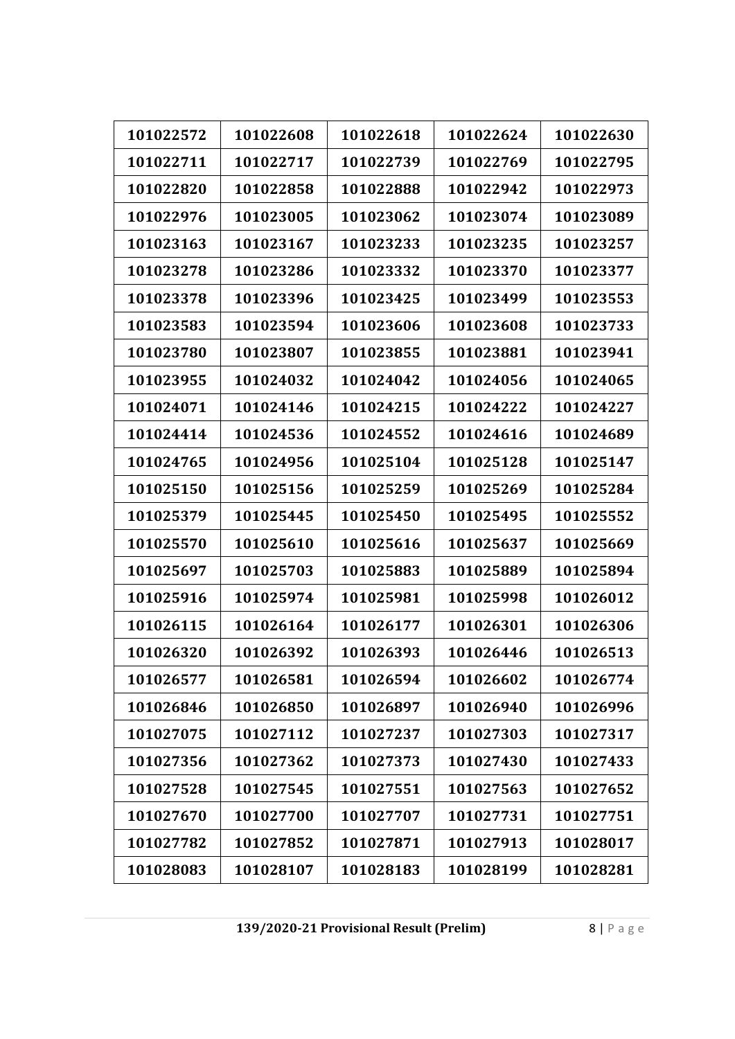| 101022572 | 101022608 | 101022618 | 101022624 | 101022630 |
|---|---|---|---|---|
| 101022711 | 101022717 | 101022739 | 101022769 | 101022795 |
| 101022820 | 101022858 | 101022888 | 101022942 | 101022973 |
| 101022976 | 101023005 | 101023062 | 101023074 | 101023089 |
| 101023163 | 101023167 | 101023233 | 101023235 | 101023257 |
| 101023278 | 101023286 | 101023332 | 101023370 | 101023377 |
| 101023378 | 101023396 | 101023425 | 101023499 | 101023553 |
| 101023583 | 101023594 | 101023606 | 101023608 | 101023733 |
| 101023780 | 101023807 | 101023855 | 101023881 | 101023941 |
| 101023955 | 101024032 | 101024042 | 101024056 | 101024065 |
| 101024071 | 101024146 | 101024215 | 101024222 | 101024227 |
| 101024414 | 101024536 | 101024552 | 101024616 | 101024689 |
| 101024765 | 101024956 | 101025104 | 101025128 | 101025147 |
| 101025150 | 101025156 | 101025259 | 101025269 | 101025284 |
| 101025379 | 101025445 | 101025450 | 101025495 | 101025552 |
| 101025570 | 101025610 | 101025616 | 101025637 | 101025669 |
| 101025697 | 101025703 | 101025883 | 101025889 | 101025894 |
| 101025916 | 101025974 | 101025981 | 101025998 | 101026012 |
| 101026115 | 101026164 | 101026177 | 101026301 | 101026306 |
| 101026320 | 101026392 | 101026393 | 101026446 | 101026513 |
| 101026577 | 101026581 | 101026594 | 101026602 | 101026774 |
| 101026846 | 101026850 | 101026897 | 101026940 | 101026996 |
| 101027075 | 101027112 | 101027237 | 101027303 | 101027317 |
| 101027356 | 101027362 | 101027373 | 101027430 | 101027433 |
| 101027528 | 101027545 | 101027551 | 101027563 | 101027652 |
| 101027670 | 101027700 | 101027707 | 101027731 | 101027751 |
| 101027782 | 101027852 | 101027871 | 101027913 | 101028017 |
| 101028083 | 101028107 | 101028183 | 101028199 | 101028281 |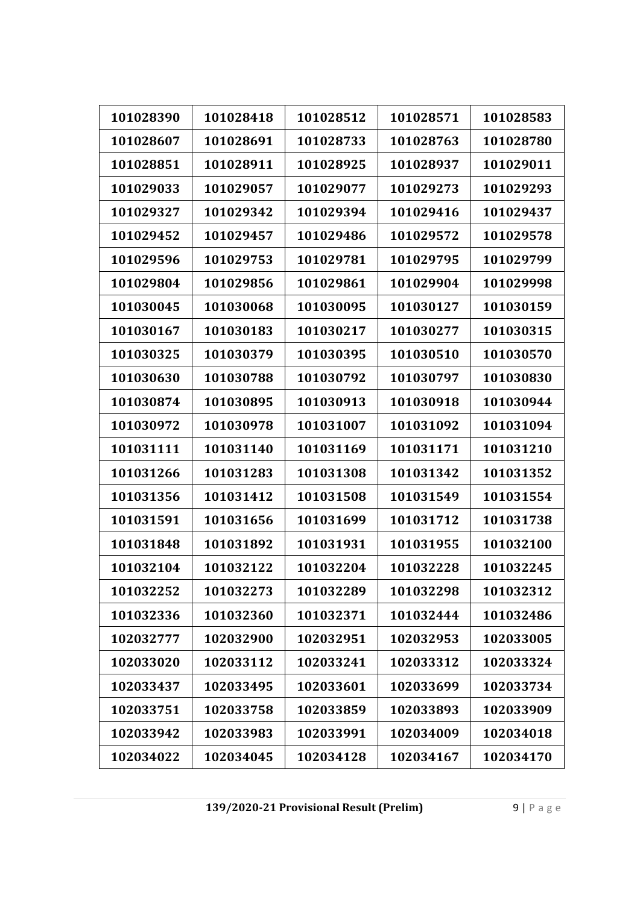| 101028390 | 101028418 | 101028512 | 101028571 | 101028583 |
|---|---|---|---|---|
| 101028607 | 101028691 | 101028733 | 101028763 | 101028780 |
| 101028851 | 101028911 | 101028925 | 101028937 | 101029011 |
| 101029033 | 101029057 | 101029077 | 101029273 | 101029293 |
| 101029327 | 101029342 | 101029394 | 101029416 | 101029437 |
| 101029452 | 101029457 | 101029486 | 101029572 | 101029578 |
| 101029596 | 101029753 | 101029781 | 101029795 | 101029799 |
| 101029804 | 101029856 | 101029861 | 101029904 | 101029998 |
| 101030045 | 101030068 | 101030095 | 101030127 | 101030159 |
| 101030167 | 101030183 | 101030217 | 101030277 | 101030315 |
| 101030325 | 101030379 | 101030395 | 101030510 | 101030570 |
| 101030630 | 101030788 | 101030792 | 101030797 | 101030830 |
| 101030874 | 101030895 | 101030913 | 101030918 | 101030944 |
| 101030972 | 101030978 | 101031007 | 101031092 | 101031094 |
| 101031111 | 101031140 | 101031169 | 101031171 | 101031210 |
| 101031266 | 101031283 | 101031308 | 101031342 | 101031352 |
| 101031356 | 101031412 | 101031508 | 101031549 | 101031554 |
| 101031591 | 101031656 | 101031699 | 101031712 | 101031738 |
| 101031848 | 101031892 | 101031931 | 101031955 | 101032100 |
| 101032104 | 101032122 | 101032204 | 101032228 | 101032245 |
| 101032252 | 101032273 | 101032289 | 101032298 | 101032312 |
| 101032336 | 101032360 | 101032371 | 101032444 | 101032486 |
| 102032777 | 102032900 | 102032951 | 102032953 | 102033005 |
| 102033020 | 102033112 | 102033241 | 102033312 | 102033324 |
| 102033437 | 102033495 | 102033601 | 102033699 | 102033734 |
| 102033751 | 102033758 | 102033859 | 102033893 | 102033909 |
| 102033942 | 102033983 | 102033991 | 102034009 | 102034018 |
| 102034022 | 102034045 | 102034128 | 102034167 | 102034170 |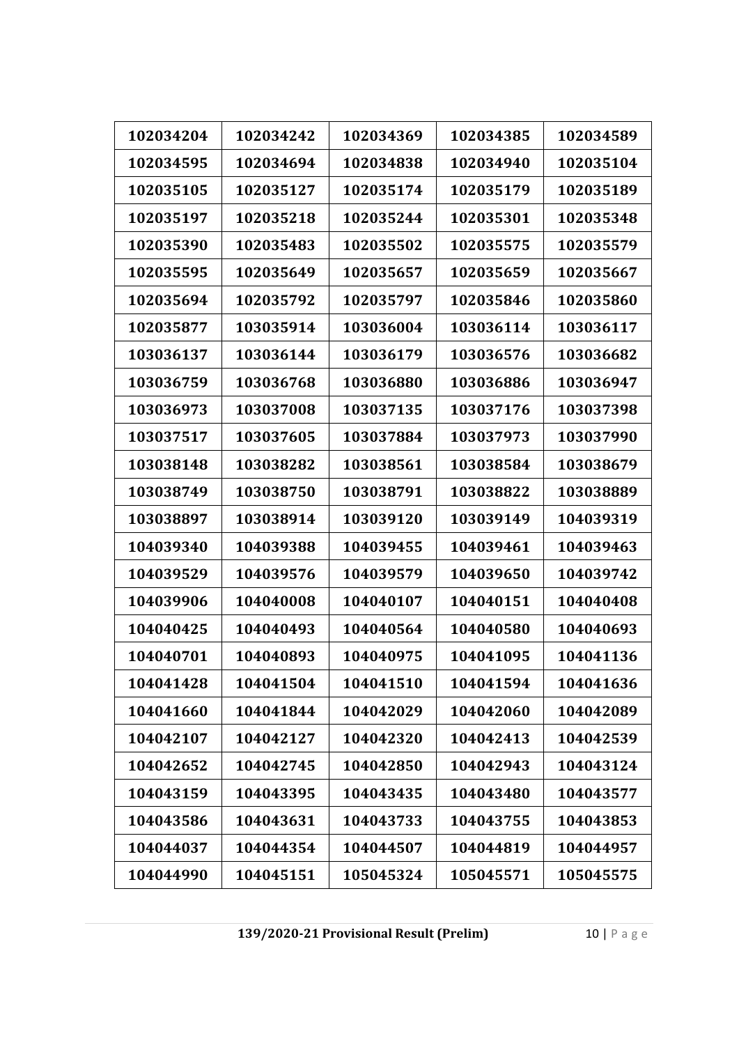| 102034204 | 102034242 | 102034369 | 102034385 | 102034589 |
|---|---|---|---|---|
| 102034595 | 102034694 | 102034838 | 102034940 | 102035104 |
| 102035105 | 102035127 | 102035174 | 102035179 | 102035189 |
| 102035197 | 102035218 | 102035244 | 102035301 | 102035348 |
| 102035390 | 102035483 | 102035502 | 102035575 | 102035579 |
| 102035595 | 102035649 | 102035657 | 102035659 | 102035667 |
| 102035694 | 102035792 | 102035797 | 102035846 | 102035860 |
| 102035877 | 103035914 | 103036004 | 103036114 | 103036117 |
| 103036137 | 103036144 | 103036179 | 103036576 | 103036682 |
| 103036759 | 103036768 | 103036880 | 103036886 | 103036947 |
| 103036973 | 103037008 | 103037135 | 103037176 | 103037398 |
| 103037517 | 103037605 | 103037884 | 103037973 | 103037990 |
| 103038148 | 103038282 | 103038561 | 103038584 | 103038679 |
| 103038749 | 103038750 | 103038791 | 103038822 | 103038889 |
| 103038897 | 103038914 | 103039120 | 103039149 | 104039319 |
| 104039340 | 104039388 | 104039455 | 104039461 | 104039463 |
| 104039529 | 104039576 | 104039579 | 104039650 | 104039742 |
| 104039906 | 104040008 | 104040107 | 104040151 | 104040408 |
| 104040425 | 104040493 | 104040564 | 104040580 | 104040693 |
| 104040701 | 104040893 | 104040975 | 104041095 | 104041136 |
| 104041428 | 104041504 | 104041510 | 104041594 | 104041636 |
| 104041660 | 104041844 | 104042029 | 104042060 | 104042089 |
| 104042107 | 104042127 | 104042320 | 104042413 | 104042539 |
| 104042652 | 104042745 | 104042850 | 104042943 | 104043124 |
| 104043159 | 104043395 | 104043435 | 104043480 | 104043577 |
| 104043586 | 104043631 | 104043733 | 104043755 | 104043853 |
| 104044037 | 104044354 | 104044507 | 104044819 | 104044957 |
| 104044990 | 104045151 | 105045324 | 105045571 | 105045575 |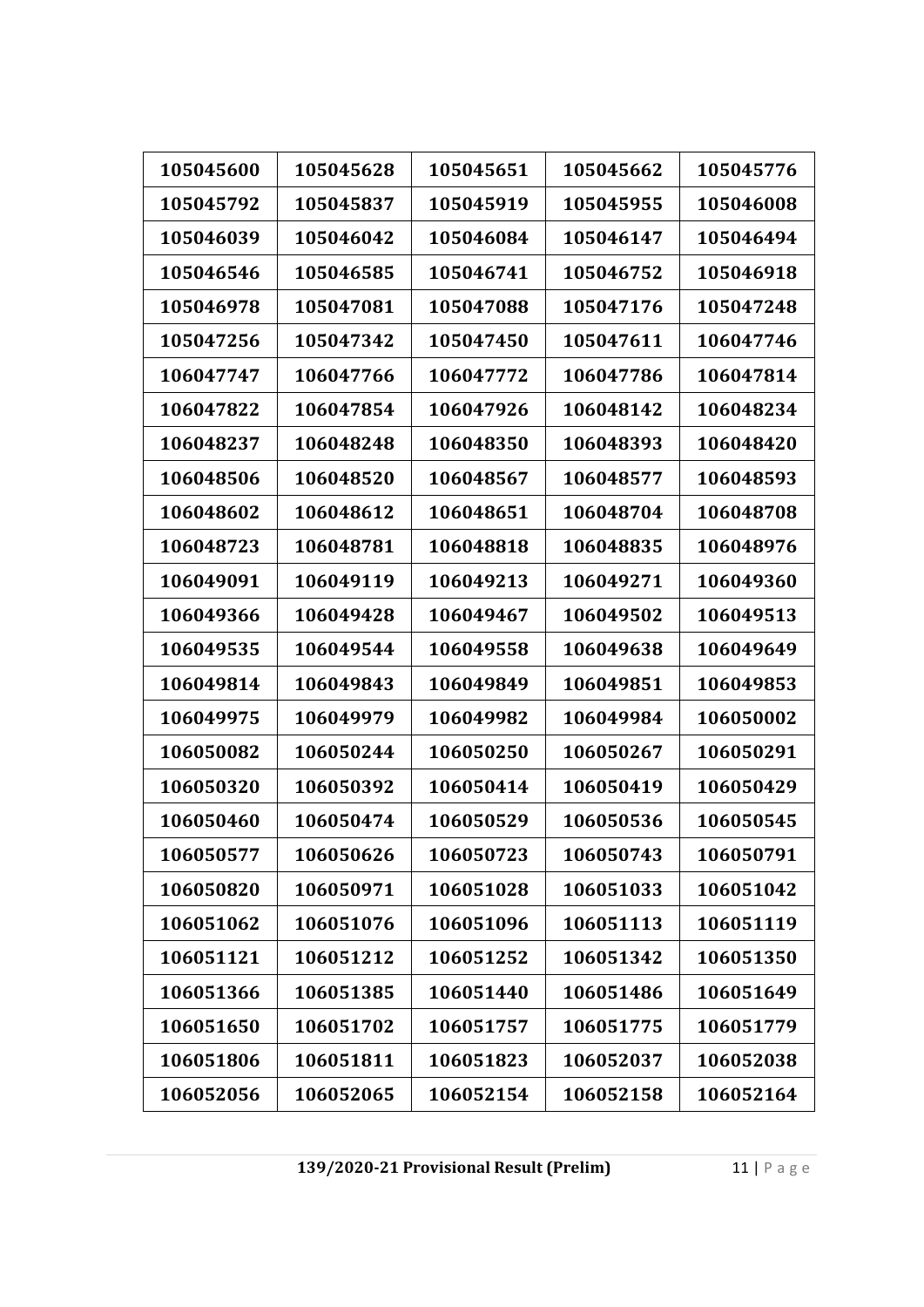| 105045600 | 105045628 | 105045651 | 105045662 | 105045776 |
|---|---|---|---|---|
| 105045792 | 105045837 | 105045919 | 105045955 | 105046008 |
| 105046039 | 105046042 | 105046084 | 105046147 | 105046494 |
| 105046546 | 105046585 | 105046741 | 105046752 | 105046918 |
| 105046978 | 105047081 | 105047088 | 105047176 | 105047248 |
| 105047256 | 105047342 | 105047450 | 105047611 | 106047746 |
| 106047747 | 106047766 | 106047772 | 106047786 | 106047814 |
| 106047822 | 106047854 | 106047926 | 106048142 | 106048234 |
| 106048237 | 106048248 | 106048350 | 106048393 | 106048420 |
| 106048506 | 106048520 | 106048567 | 106048577 | 106048593 |
| 106048602 | 106048612 | 106048651 | 106048704 | 106048708 |
| 106048723 | 106048781 | 106048818 | 106048835 | 106048976 |
| 106049091 | 106049119 | 106049213 | 106049271 | 106049360 |
| 106049366 | 106049428 | 106049467 | 106049502 | 106049513 |
| 106049535 | 106049544 | 106049558 | 106049638 | 106049649 |
| 106049814 | 106049843 | 106049849 | 106049851 | 106049853 |
| 106049975 | 106049979 | 106049982 | 106049984 | 106050002 |
| 106050082 | 106050244 | 106050250 | 106050267 | 106050291 |
| 106050320 | 106050392 | 106050414 | 106050419 | 106050429 |
| 106050460 | 106050474 | 106050529 | 106050536 | 106050545 |
| 106050577 | 106050626 | 106050723 | 106050743 | 106050791 |
| 106050820 | 106050971 | 106051028 | 106051033 | 106051042 |
| 106051062 | 106051076 | 106051096 | 106051113 | 106051119 |
| 106051121 | 106051212 | 106051252 | 106051342 | 106051350 |
| 106051366 | 106051385 | 106051440 | 106051486 | 106051649 |
| 106051650 | 106051702 | 106051757 | 106051775 | 106051779 |
| 106051806 | 106051811 | 106051823 | 106052037 | 106052038 |
| 106052056 | 106052065 | 106052154 | 106052158 | 106052164 |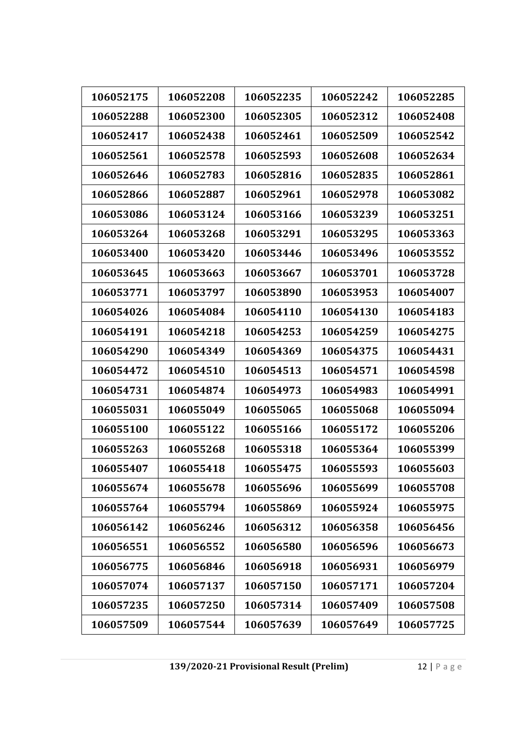| 106052175 | 106052208 | 106052235 | 106052242 | 106052285 |
|---|---|---|---|---|
| 106052288 | 106052300 | 106052305 | 106052312 | 106052408 |
| 106052417 | 106052438 | 106052461 | 106052509 | 106052542 |
| 106052561 | 106052578 | 106052593 | 106052608 | 106052634 |
| 106052646 | 106052783 | 106052816 | 106052835 | 106052861 |
| 106052866 | 106052887 | 106052961 | 106052978 | 106053082 |
| 106053086 | 106053124 | 106053166 | 106053239 | 106053251 |
| 106053264 | 106053268 | 106053291 | 106053295 | 106053363 |
| 106053400 | 106053420 | 106053446 | 106053496 | 106053552 |
| 106053645 | 106053663 | 106053667 | 106053701 | 106053728 |
| 106053771 | 106053797 | 106053890 | 106053953 | 106054007 |
| 106054026 | 106054084 | 106054110 | 106054130 | 106054183 |
| 106054191 | 106054218 | 106054253 | 106054259 | 106054275 |
| 106054290 | 106054349 | 106054369 | 106054375 | 106054431 |
| 106054472 | 106054510 | 106054513 | 106054571 | 106054598 |
| 106054731 | 106054874 | 106054973 | 106054983 | 106054991 |
| 106055031 | 106055049 | 106055065 | 106055068 | 106055094 |
| 106055100 | 106055122 | 106055166 | 106055172 | 106055206 |
| 106055263 | 106055268 | 106055318 | 106055364 | 106055399 |
| 106055407 | 106055418 | 106055475 | 106055593 | 106055603 |
| 106055674 | 106055678 | 106055696 | 106055699 | 106055708 |
| 106055764 | 106055794 | 106055869 | 106055924 | 106055975 |
| 106056142 | 106056246 | 106056312 | 106056358 | 106056456 |
| 106056551 | 106056552 | 106056580 | 106056596 | 106056673 |
| 106056775 | 106056846 | 106056918 | 106056931 | 106056979 |
| 106057074 | 106057137 | 106057150 | 106057171 | 106057204 |
| 106057235 | 106057250 | 106057314 | 106057409 | 106057508 |
| 106057509 | 106057544 | 106057639 | 106057649 | 106057725 |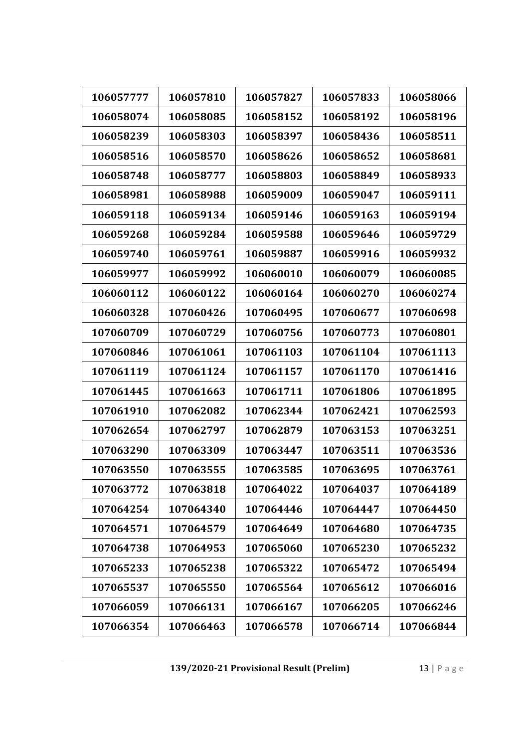| 106057777 | 106057810 | 106057827 | 106057833 | 106058066 |
|---|---|---|---|---|
| 106058074 | 106058085 | 106058152 | 106058192 | 106058196 |
| 106058239 | 106058303 | 106058397 | 106058436 | 106058511 |
| 106058516 | 106058570 | 106058626 | 106058652 | 106058681 |
| 106058748 | 106058777 | 106058803 | 106058849 | 106058933 |
| 106058981 | 106058988 | 106059009 | 106059047 | 106059111 |
| 106059118 | 106059134 | 106059146 | 106059163 | 106059194 |
| 106059268 | 106059284 | 106059588 | 106059646 | 106059729 |
| 106059740 | 106059761 | 106059887 | 106059916 | 106059932 |
| 106059977 | 106059992 | 106060010 | 106060079 | 106060085 |
| 106060112 | 106060122 | 106060164 | 106060270 | 106060274 |
| 106060328 | 107060426 | 107060495 | 107060677 | 107060698 |
| 107060709 | 107060729 | 107060756 | 107060773 | 107060801 |
| 107060846 | 107061061 | 107061103 | 107061104 | 107061113 |
| 107061119 | 107061124 | 107061157 | 107061170 | 107061416 |
| 107061445 | 107061663 | 107061711 | 107061806 | 107061895 |
| 107061910 | 107062082 | 107062344 | 107062421 | 107062593 |
| 107062654 | 107062797 | 107062879 | 107063153 | 107063251 |
| 107063290 | 107063309 | 107063447 | 107063511 | 107063536 |
| 107063550 | 107063555 | 107063585 | 107063695 | 107063761 |
| 107063772 | 107063818 | 107064022 | 107064037 | 107064189 |
| 107064254 | 107064340 | 107064446 | 107064447 | 107064450 |
| 107064571 | 107064579 | 107064649 | 107064680 | 107064735 |
| 107064738 | 107064953 | 107065060 | 107065230 | 107065232 |
| 107065233 | 107065238 | 107065322 | 107065472 | 107065494 |
| 107065537 | 107065550 | 107065564 | 107065612 | 107066016 |
| 107066059 | 107066131 | 107066167 | 107066205 | 107066246 |
| 107066354 | 107066463 | 107066578 | 107066714 | 107066844 |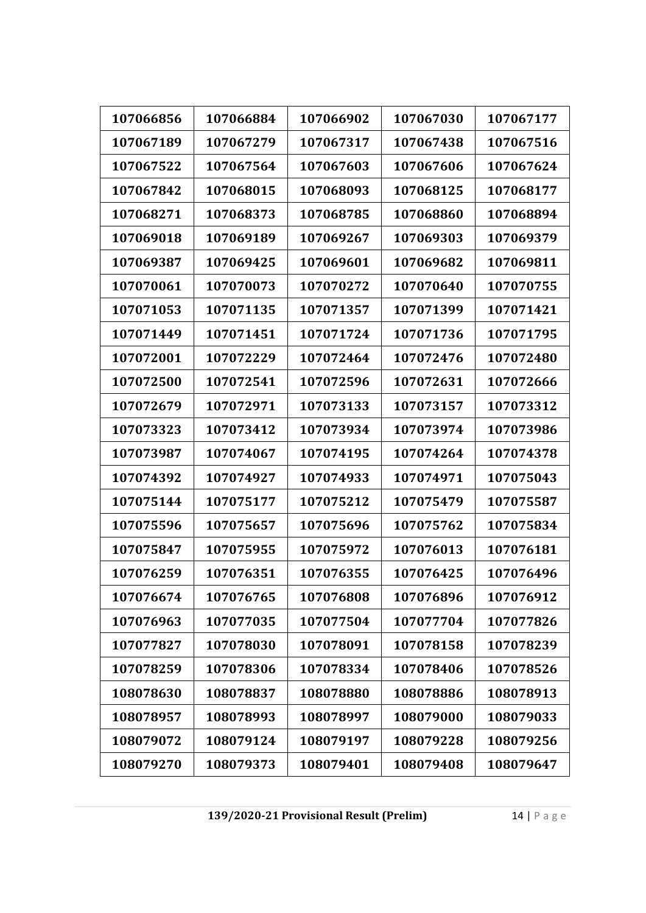| 107066856 | 107066884 | 107066902 | 107067030 | 107067177 |
|---|---|---|---|---|
| 107067189 | 107067279 | 107067317 | 107067438 | 107067516 |
| 107067522 | 107067564 | 107067603 | 107067606 | 107067624 |
| 107067842 | 107068015 | 107068093 | 107068125 | 107068177 |
| 107068271 | 107068373 | 107068785 | 107068860 | 107068894 |
| 107069018 | 107069189 | 107069267 | 107069303 | 107069379 |
| 107069387 | 107069425 | 107069601 | 107069682 | 107069811 |
| 107070061 | 107070073 | 107070272 | 107070640 | 107070755 |
| 107071053 | 107071135 | 107071357 | 107071399 | 107071421 |
| 107071449 | 107071451 | 107071724 | 107071736 | 107071795 |
| 107072001 | 107072229 | 107072464 | 107072476 | 107072480 |
| 107072500 | 107072541 | 107072596 | 107072631 | 107072666 |
| 107072679 | 107072971 | 107073133 | 107073157 | 107073312 |
| 107073323 | 107073412 | 107073934 | 107073974 | 107073986 |
| 107073987 | 107074067 | 107074195 | 107074264 | 107074378 |
| 107074392 | 107074927 | 107074933 | 107074971 | 107075043 |
| 107075144 | 107075177 | 107075212 | 107075479 | 107075587 |
| 107075596 | 107075657 | 107075696 | 107075762 | 107075834 |
| 107075847 | 107075955 | 107075972 | 107076013 | 107076181 |
| 107076259 | 107076351 | 107076355 | 107076425 | 107076496 |
| 107076674 | 107076765 | 107076808 | 107076896 | 107076912 |
| 107076963 | 107077035 | 107077504 | 107077704 | 107077826 |
| 107077827 | 107078030 | 107078091 | 107078158 | 107078239 |
| 107078259 | 107078306 | 107078334 | 107078406 | 107078526 |
| 108078630 | 108078837 | 108078880 | 108078886 | 108078913 |
| 108078957 | 108078993 | 108078997 | 108079000 | 108079033 |
| 108079072 | 108079124 | 108079197 | 108079228 | 108079256 |
| 108079270 | 108079373 | 108079401 | 108079408 | 108079647 |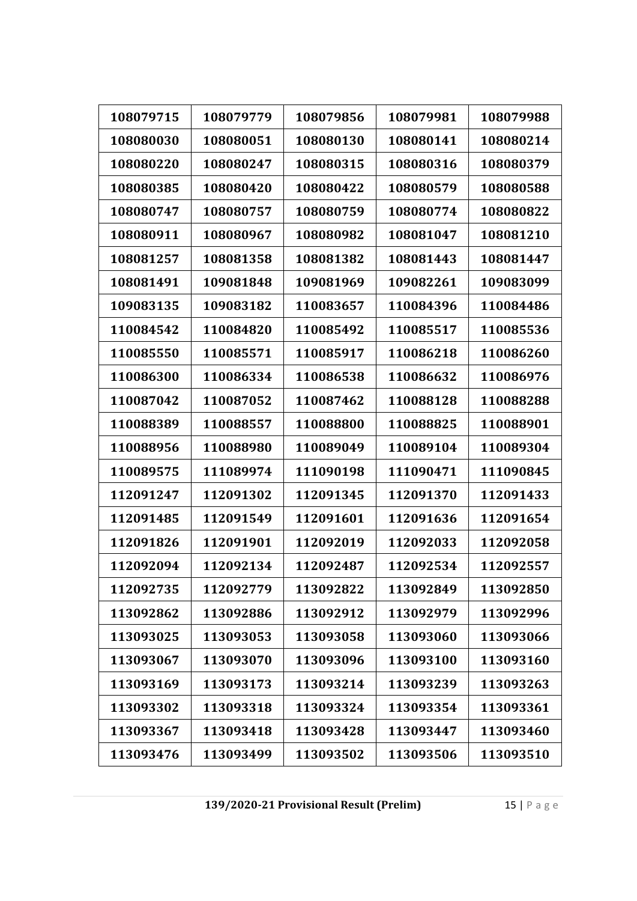| 108079715 | 108079779 | 108079856 | 108079981 | 108079988 |
|---|---|---|---|---|
| 108080030 | 108080051 | 108080130 | 108080141 | 108080214 |
| 108080220 | 108080247 | 108080315 | 108080316 | 108080379 |
| 108080385 | 108080420 | 108080422 | 108080579 | 108080588 |
| 108080747 | 108080757 | 108080759 | 108080774 | 108080822 |
| 108080911 | 108080967 | 108080982 | 108081047 | 108081210 |
| 108081257 | 108081358 | 108081382 | 108081443 | 108081447 |
| 108081491 | 109081848 | 109081969 | 109082261 | 109083099 |
| 109083135 | 109083182 | 110083657 | 110084396 | 110084486 |
| 110084542 | 110084820 | 110085492 | 110085517 | 110085536 |
| 110085550 | 110085571 | 110085917 | 110086218 | 110086260 |
| 110086300 | 110086334 | 110086538 | 110086632 | 110086976 |
| 110087042 | 110087052 | 110087462 | 110088128 | 110088288 |
| 110088389 | 110088557 | 110088800 | 110088825 | 110088901 |
| 110088956 | 110088980 | 110089049 | 110089104 | 110089304 |
| 110089575 | 111089974 | 111090198 | 111090471 | 111090845 |
| 112091247 | 112091302 | 112091345 | 112091370 | 112091433 |
| 112091485 | 112091549 | 112091601 | 112091636 | 112091654 |
| 112091826 | 112091901 | 112092019 | 112092033 | 112092058 |
| 112092094 | 112092134 | 112092487 | 112092534 | 112092557 |
| 112092735 | 112092779 | 113092822 | 113092849 | 113092850 |
| 113092862 | 113092886 | 113092912 | 113092979 | 113092996 |
| 113093025 | 113093053 | 113093058 | 113093060 | 113093066 |
| 113093067 | 113093070 | 113093096 | 113093100 | 113093160 |
| 113093169 | 113093173 | 113093214 | 113093239 | 113093263 |
| 113093302 | 113093318 | 113093324 | 113093354 | 113093361 |
| 113093367 | 113093418 | 113093428 | 113093447 | 113093460 |
| 113093476 | 113093499 | 113093502 | 113093506 | 113093510 |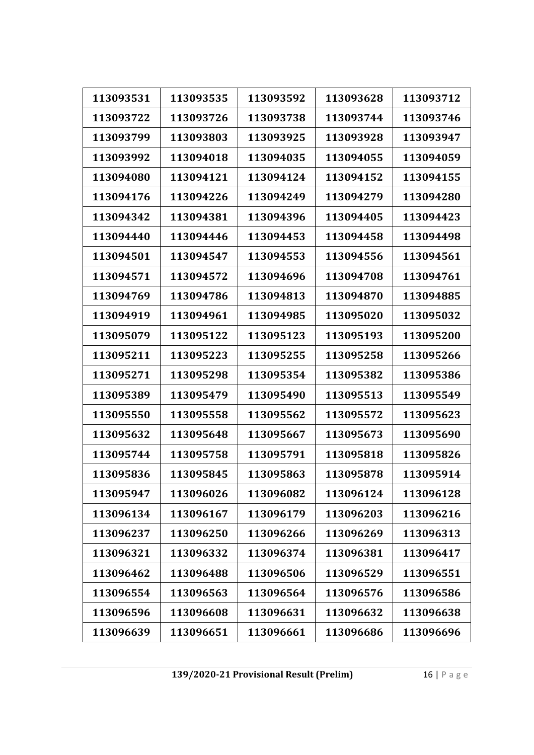| 113093531 | 113093535 | 113093592 | 113093628 | 113093712 |
|---|---|---|---|---|
| 113093722 | 113093726 | 113093738 | 113093744 | 113093746 |
| 113093799 | 113093803 | 113093925 | 113093928 | 113093947 |
| 113093992 | 113094018 | 113094035 | 113094055 | 113094059 |
| 113094080 | 113094121 | 113094124 | 113094152 | 113094155 |
| 113094176 | 113094226 | 113094249 | 113094279 | 113094280 |
| 113094342 | 113094381 | 113094396 | 113094405 | 113094423 |
| 113094440 | 113094446 | 113094453 | 113094458 | 113094498 |
| 113094501 | 113094547 | 113094553 | 113094556 | 113094561 |
| 113094571 | 113094572 | 113094696 | 113094708 | 113094761 |
| 113094769 | 113094786 | 113094813 | 113094870 | 113094885 |
| 113094919 | 113094961 | 113094985 | 113095020 | 113095032 |
| 113095079 | 113095122 | 113095123 | 113095193 | 113095200 |
| 113095211 | 113095223 | 113095255 | 113095258 | 113095266 |
| 113095271 | 113095298 | 113095354 | 113095382 | 113095386 |
| 113095389 | 113095479 | 113095490 | 113095513 | 113095549 |
| 113095550 | 113095558 | 113095562 | 113095572 | 113095623 |
| 113095632 | 113095648 | 113095667 | 113095673 | 113095690 |
| 113095744 | 113095758 | 113095791 | 113095818 | 113095826 |
| 113095836 | 113095845 | 113095863 | 113095878 | 113095914 |
| 113095947 | 113096026 | 113096082 | 113096124 | 113096128 |
| 113096134 | 113096167 | 113096179 | 113096203 | 113096216 |
| 113096237 | 113096250 | 113096266 | 113096269 | 113096313 |
| 113096321 | 113096332 | 113096374 | 113096381 | 113096417 |
| 113096462 | 113096488 | 113096506 | 113096529 | 113096551 |
| 113096554 | 113096563 | 113096564 | 113096576 | 113096586 |
| 113096596 | 113096608 | 113096631 | 113096632 | 113096638 |
| 113096639 | 113096651 | 113096661 | 113096686 | 113096696 |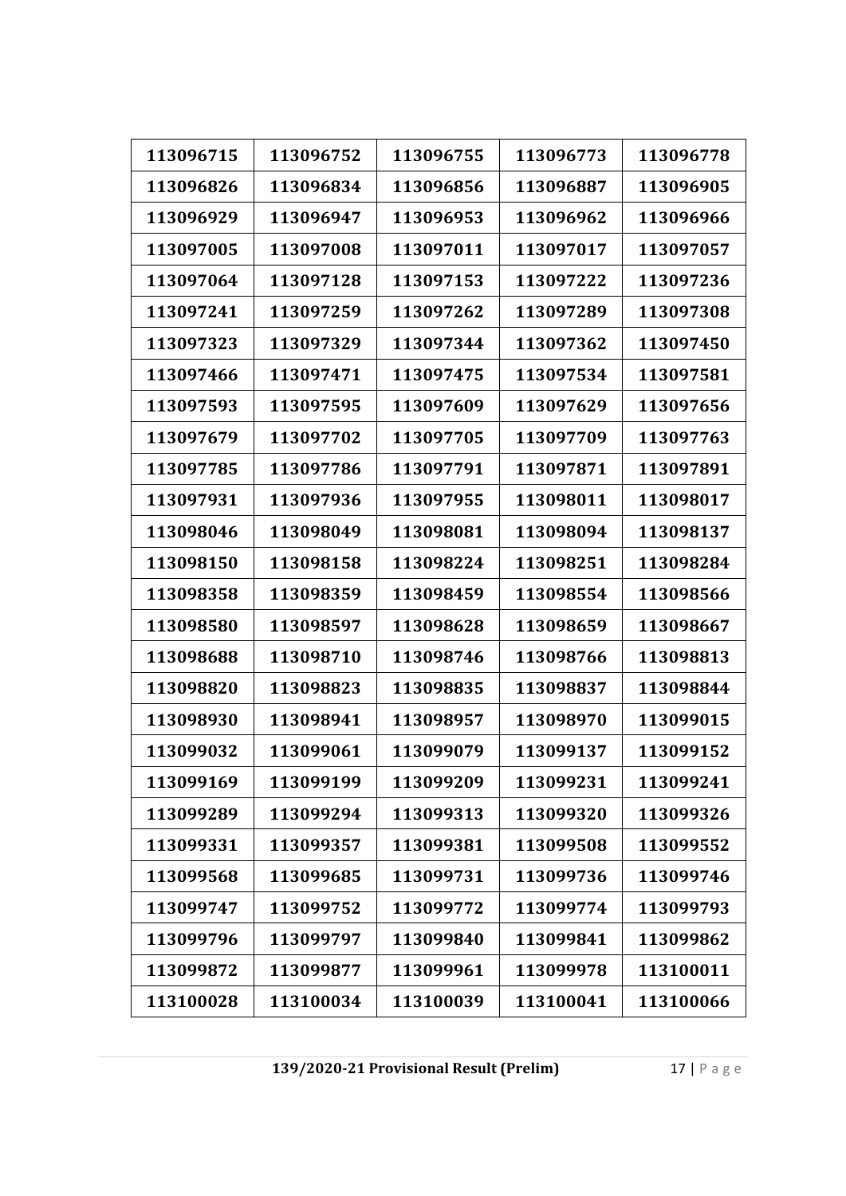| 113096715 | 113096752 | 113096755 | 113096773 | 113096778 |
|---|---|---|---|---|
| 113096826 | 113096834 | 113096856 | 113096887 | 113096905 |
| 113096929 | 113096947 | 113096953 | 113096962 | 113096966 |
| 113097005 | 113097008 | 113097011 | 113097017 | 113097057 |
| 113097064 | 113097128 | 113097153 | 113097222 | 113097236 |
| 113097241 | 113097259 | 113097262 | 113097289 | 113097308 |
| 113097323 | 113097329 | 113097344 | 113097362 | 113097450 |
| 113097466 | 113097471 | 113097475 | 113097534 | 113097581 |
| 113097593 | 113097595 | 113097609 | 113097629 | 113097656 |
| 113097679 | 113097702 | 113097705 | 113097709 | 113097763 |
| 113097785 | 113097786 | 113097791 | 113097871 | 113097891 |
| 113097931 | 113097936 | 113097955 | 113098011 | 113098017 |
| 113098046 | 113098049 | 113098081 | 113098094 | 113098137 |
| 113098150 | 113098158 | 113098224 | 113098251 | 113098284 |
| 113098358 | 113098359 | 113098459 | 113098554 | 113098566 |
| 113098580 | 113098597 | 113098628 | 113098659 | 113098667 |
| 113098688 | 113098710 | 113098746 | 113098766 | 113098813 |
| 113098820 | 113098823 | 113098835 | 113098837 | 113098844 |
| 113098930 | 113098941 | 113098957 | 113098970 | 113099015 |
| 113099032 | 113099061 | 113099079 | 113099137 | 113099152 |
| 113099169 | 113099199 | 113099209 | 113099231 | 113099241 |
| 113099289 | 113099294 | 113099313 | 113099320 | 113099326 |
| 113099331 | 113099357 | 113099381 | 113099508 | 113099552 |
| 113099568 | 113099685 | 113099731 | 113099736 | 113099746 |
| 113099747 | 113099752 | 113099772 | 113099774 | 113099793 |
| 113099796 | 113099797 | 113099840 | 113099841 | 113099862 |
| 113099872 | 113099877 | 113099961 | 113099978 | 113100011 |
| 113100028 | 113100034 | 113100039 | 113100041 | 113100066 |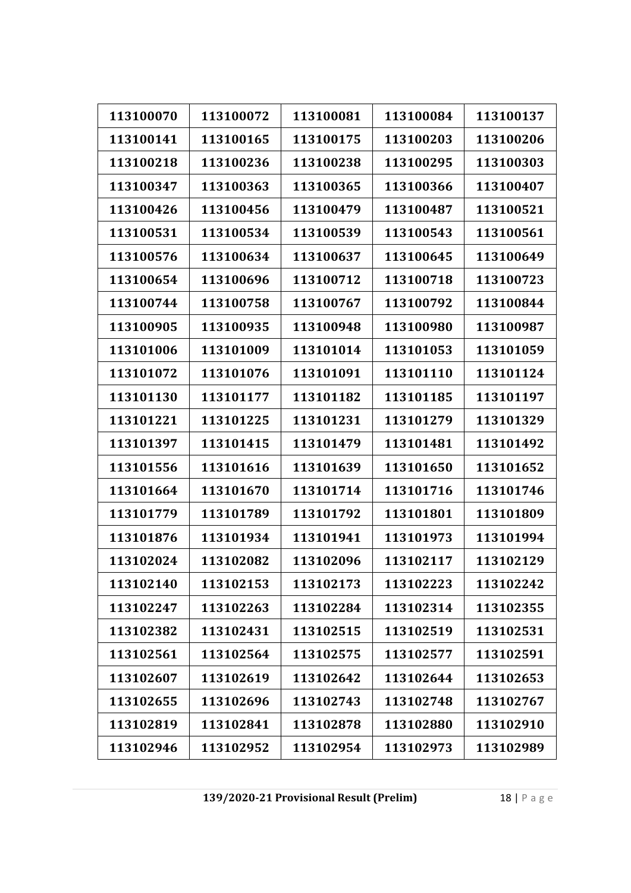| 113100070 | 113100072 | 113100081 | 113100084 | 113100137 |
|---|---|---|---|---|
| 113100141 | 113100165 | 113100175 | 113100203 | 113100206 |
| 113100218 | 113100236 | 113100238 | 113100295 | 113100303 |
| 113100347 | 113100363 | 113100365 | 113100366 | 113100407 |
| 113100426 | 113100456 | 113100479 | 113100487 | 113100521 |
| 113100531 | 113100534 | 113100539 | 113100543 | 113100561 |
| 113100576 | 113100634 | 113100637 | 113100645 | 113100649 |
| 113100654 | 113100696 | 113100712 | 113100718 | 113100723 |
| 113100744 | 113100758 | 113100767 | 113100792 | 113100844 |
| 113100905 | 113100935 | 113100948 | 113100980 | 113100987 |
| 113101006 | 113101009 | 113101014 | 113101053 | 113101059 |
| 113101072 | 113101076 | 113101091 | 113101110 | 113101124 |
| 113101130 | 113101177 | 113101182 | 113101185 | 113101197 |
| 113101221 | 113101225 | 113101231 | 113101279 | 113101329 |
| 113101397 | 113101415 | 113101479 | 113101481 | 113101492 |
| 113101556 | 113101616 | 113101639 | 113101650 | 113101652 |
| 113101664 | 113101670 | 113101714 | 113101716 | 113101746 |
| 113101779 | 113101789 | 113101792 | 113101801 | 113101809 |
| 113101876 | 113101934 | 113101941 | 113101973 | 113101994 |
| 113102024 | 113102082 | 113102096 | 113102117 | 113102129 |
| 113102140 | 113102153 | 113102173 | 113102223 | 113102242 |
| 113102247 | 113102263 | 113102284 | 113102314 | 113102355 |
| 113102382 | 113102431 | 113102515 | 113102519 | 113102531 |
| 113102561 | 113102564 | 113102575 | 113102577 | 113102591 |
| 113102607 | 113102619 | 113102642 | 113102644 | 113102653 |
| 113102655 | 113102696 | 113102743 | 113102748 | 113102767 |
| 113102819 | 113102841 | 113102878 | 113102880 | 113102910 |
| 113102946 | 113102952 | 113102954 | 113102973 | 113102989 |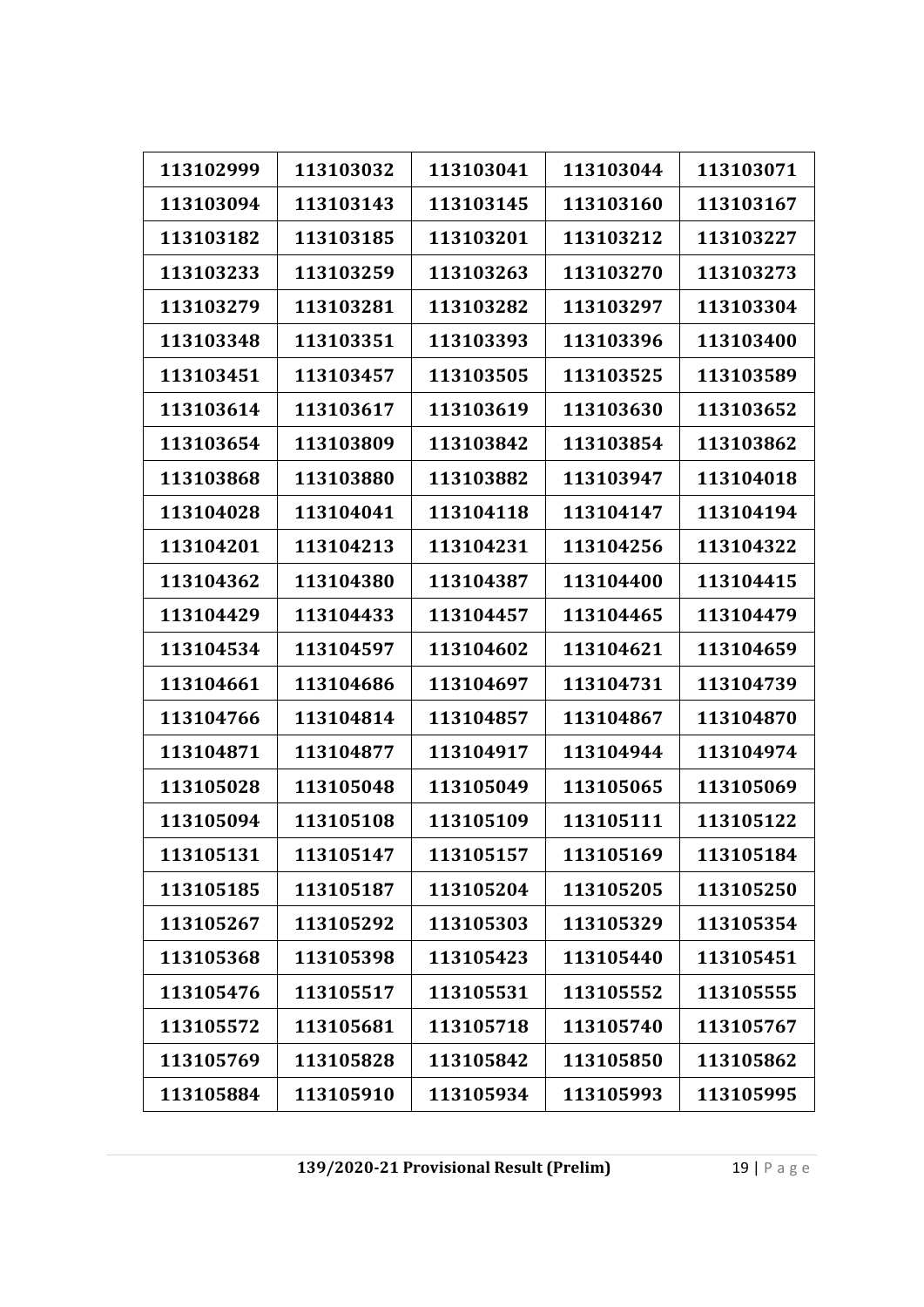| 113102999 | 113103032 | 113103041 | 113103044 | 113103071 |
|---|---|---|---|---|
| 113103094 | 113103143 | 113103145 | 113103160 | 113103167 |
| 113103182 | 113103185 | 113103201 | 113103212 | 113103227 |
| 113103233 | 113103259 | 113103263 | 113103270 | 113103273 |
| 113103279 | 113103281 | 113103282 | 113103297 | 113103304 |
| 113103348 | 113103351 | 113103393 | 113103396 | 113103400 |
| 113103451 | 113103457 | 113103505 | 113103525 | 113103589 |
| 113103614 | 113103617 | 113103619 | 113103630 | 113103652 |
| 113103654 | 113103809 | 113103842 | 113103854 | 113103862 |
| 113103868 | 113103880 | 113103882 | 113103947 | 113104018 |
| 113104028 | 113104041 | 113104118 | 113104147 | 113104194 |
| 113104201 | 113104213 | 113104231 | 113104256 | 113104322 |
| 113104362 | 113104380 | 113104387 | 113104400 | 113104415 |
| 113104429 | 113104433 | 113104457 | 113104465 | 113104479 |
| 113104534 | 113104597 | 113104602 | 113104621 | 113104659 |
| 113104661 | 113104686 | 113104697 | 113104731 | 113104739 |
| 113104766 | 113104814 | 113104857 | 113104867 | 113104870 |
| 113104871 | 113104877 | 113104917 | 113104944 | 113104974 |
| 113105028 | 113105048 | 113105049 | 113105065 | 113105069 |
| 113105094 | 113105108 | 113105109 | 113105111 | 113105122 |
| 113105131 | 113105147 | 113105157 | 113105169 | 113105184 |
| 113105185 | 113105187 | 113105204 | 113105205 | 113105250 |
| 113105267 | 113105292 | 113105303 | 113105329 | 113105354 |
| 113105368 | 113105398 | 113105423 | 113105440 | 113105451 |
| 113105476 | 113105517 | 113105531 | 113105552 | 113105555 |
| 113105572 | 113105681 | 113105718 | 113105740 | 113105767 |
| 113105769 | 113105828 | 113105842 | 113105850 | 113105862 |
| 113105884 | 113105910 | 113105934 | 113105993 | 113105995 |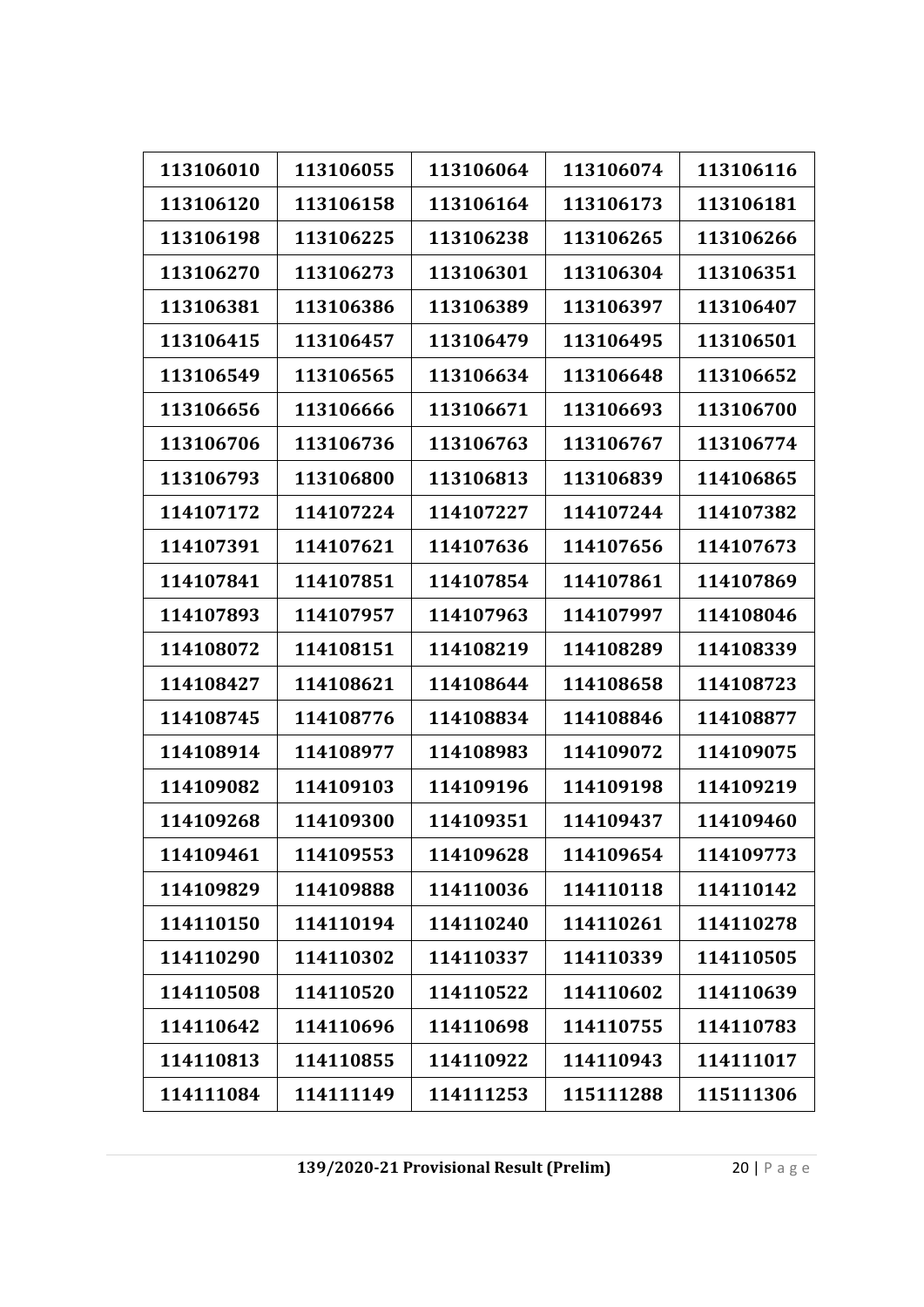| 113106010 | 113106055 | 113106064 | 113106074 | 113106116 |
|---|---|---|---|---|
| 113106120 | 113106158 | 113106164 | 113106173 | 113106181 |
| 113106198 | 113106225 | 113106238 | 113106265 | 113106266 |
| 113106270 | 113106273 | 113106301 | 113106304 | 113106351 |
| 113106381 | 113106386 | 113106389 | 113106397 | 113106407 |
| 113106415 | 113106457 | 113106479 | 113106495 | 113106501 |
| 113106549 | 113106565 | 113106634 | 113106648 | 113106652 |
| 113106656 | 113106666 | 113106671 | 113106693 | 113106700 |
| 113106706 | 113106736 | 113106763 | 113106767 | 113106774 |
| 113106793 | 113106800 | 113106813 | 113106839 | 114106865 |
| 114107172 | 114107224 | 114107227 | 114107244 | 114107382 |
| 114107391 | 114107621 | 114107636 | 114107656 | 114107673 |
| 114107841 | 114107851 | 114107854 | 114107861 | 114107869 |
| 114107893 | 114107957 | 114107963 | 114107997 | 114108046 |
| 114108072 | 114108151 | 114108219 | 114108289 | 114108339 |
| 114108427 | 114108621 | 114108644 | 114108658 | 114108723 |
| 114108745 | 114108776 | 114108834 | 114108846 | 114108877 |
| 114108914 | 114108977 | 114108983 | 114109072 | 114109075 |
| 114109082 | 114109103 | 114109196 | 114109198 | 114109219 |
| 114109268 | 114109300 | 114109351 | 114109437 | 114109460 |
| 114109461 | 114109553 | 114109628 | 114109654 | 114109773 |
| 114109829 | 114109888 | 114110036 | 114110118 | 114110142 |
| 114110150 | 114110194 | 114110240 | 114110261 | 114110278 |
| 114110290 | 114110302 | 114110337 | 114110339 | 114110505 |
| 114110508 | 114110520 | 114110522 | 114110602 | 114110639 |
| 114110642 | 114110696 | 114110698 | 114110755 | 114110783 |
| 114110813 | 114110855 | 114110922 | 114110943 | 114111017 |
| 114111084 | 114111149 | 114111253 | 115111288 | 115111306 |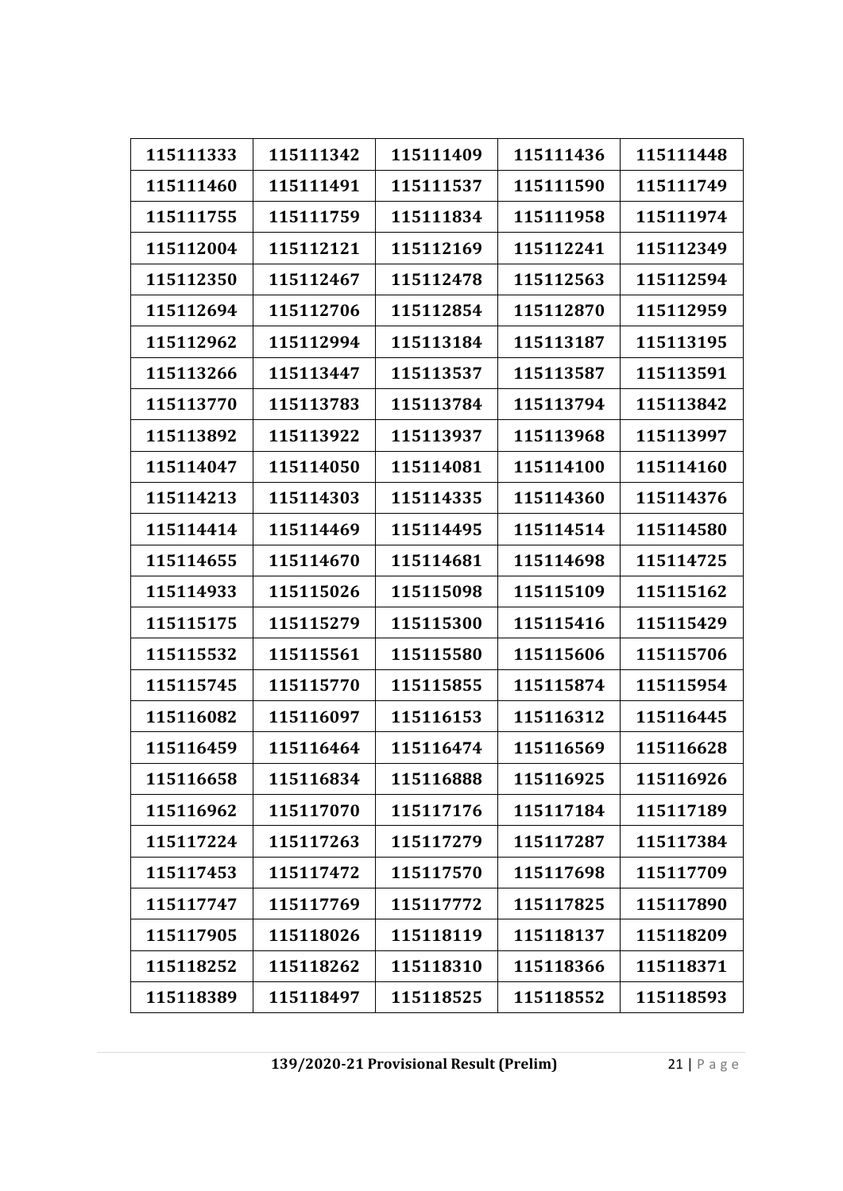| 115111333 | 115111342 | 115111409 | 115111436 | 115111448 |
|---|---|---|---|---|
| 115111460 | 115111491 | 115111537 | 115111590 | 115111749 |
| 115111755 | 115111759 | 115111834 | 115111958 | 115111974 |
| 115112004 | 115112121 | 115112169 | 115112241 | 115112349 |
| 115112350 | 115112467 | 115112478 | 115112563 | 115112594 |
| 115112694 | 115112706 | 115112854 | 115112870 | 115112959 |
| 115112962 | 115112994 | 115113184 | 115113187 | 115113195 |
| 115113266 | 115113447 | 115113537 | 115113587 | 115113591 |
| 115113770 | 115113783 | 115113784 | 115113794 | 115113842 |
| 115113892 | 115113922 | 115113937 | 115113968 | 115113997 |
| 115114047 | 115114050 | 115114081 | 115114100 | 115114160 |
| 115114213 | 115114303 | 115114335 | 115114360 | 115114376 |
| 115114414 | 115114469 | 115114495 | 115114514 | 115114580 |
| 115114655 | 115114670 | 115114681 | 115114698 | 115114725 |
| 115114933 | 115115026 | 115115098 | 115115109 | 115115162 |
| 115115175 | 115115279 | 115115300 | 115115416 | 115115429 |
| 115115532 | 115115561 | 115115580 | 115115606 | 115115706 |
| 115115745 | 115115770 | 115115855 | 115115874 | 115115954 |
| 115116082 | 115116097 | 115116153 | 115116312 | 115116445 |
| 115116459 | 115116464 | 115116474 | 115116569 | 115116628 |
| 115116658 | 115116834 | 115116888 | 115116925 | 115116926 |
| 115116962 | 115117070 | 115117176 | 115117184 | 115117189 |
| 115117224 | 115117263 | 115117279 | 115117287 | 115117384 |
| 115117453 | 115117472 | 115117570 | 115117698 | 115117709 |
| 115117747 | 115117769 | 115117772 | 115117825 | 115117890 |
| 115117905 | 115118026 | 115118119 | 115118137 | 115118209 |
| 115118252 | 115118262 | 115118310 | 115118366 | 115118371 |
| 115118389 | 115118497 | 115118525 | 115118552 | 115118593 |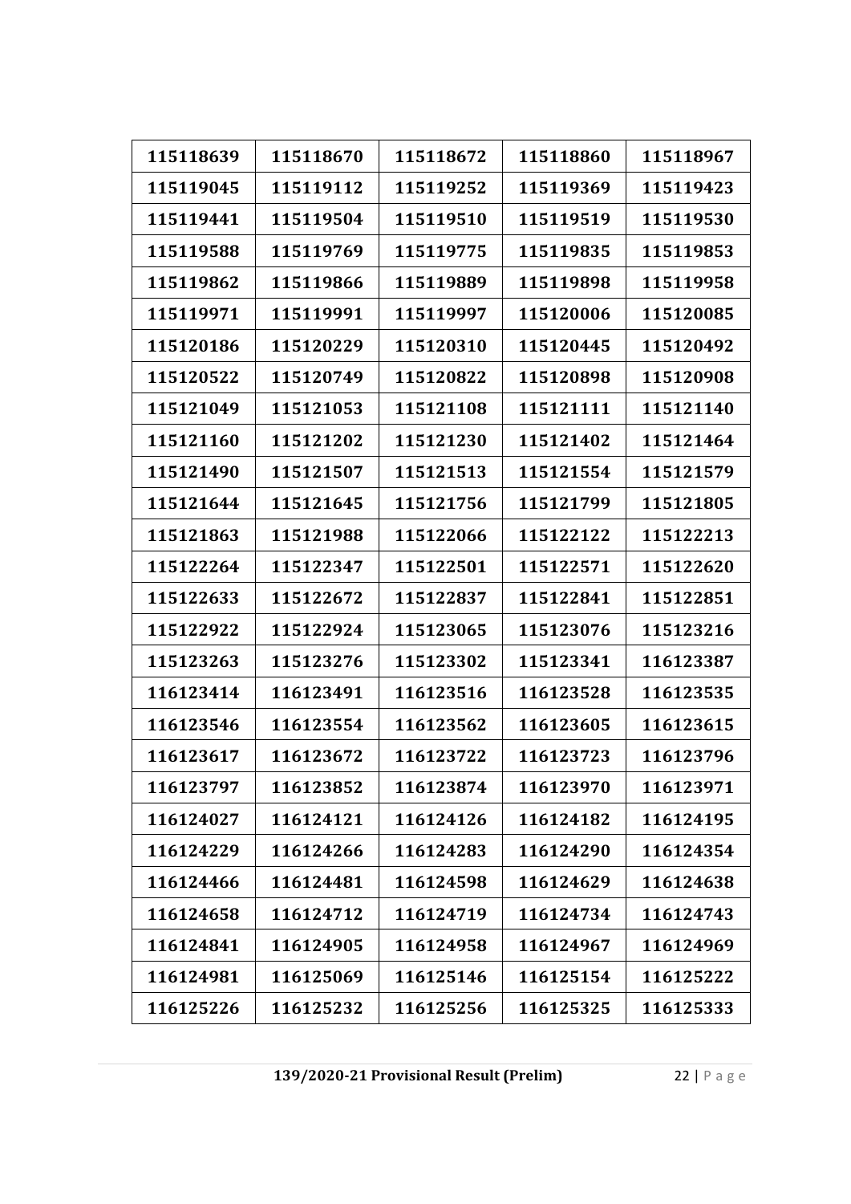| 115118639 | 115118670 | 115118672 | 115118860 | 115118967 |
|---|---|---|---|---|
| 115119045 | 115119112 | 115119252 | 115119369 | 115119423 |
| 115119441 | 115119504 | 115119510 | 115119519 | 115119530 |
| 115119588 | 115119769 | 115119775 | 115119835 | 115119853 |
| 115119862 | 115119866 | 115119889 | 115119898 | 115119958 |
| 115119971 | 115119991 | 115119997 | 115120006 | 115120085 |
| 115120186 | 115120229 | 115120310 | 115120445 | 115120492 |
| 115120522 | 115120749 | 115120822 | 115120898 | 115120908 |
| 115121049 | 115121053 | 115121108 | 115121111 | 115121140 |
| 115121160 | 115121202 | 115121230 | 115121402 | 115121464 |
| 115121490 | 115121507 | 115121513 | 115121554 | 115121579 |
| 115121644 | 115121645 | 115121756 | 115121799 | 115121805 |
| 115121863 | 115121988 | 115122066 | 115122122 | 115122213 |
| 115122264 | 115122347 | 115122501 | 115122571 | 115122620 |
| 115122633 | 115122672 | 115122837 | 115122841 | 115122851 |
| 115122922 | 115122924 | 115123065 | 115123076 | 115123216 |
| 115123263 | 115123276 | 115123302 | 115123341 | 116123387 |
| 116123414 | 116123491 | 116123516 | 116123528 | 116123535 |
| 116123546 | 116123554 | 116123562 | 116123605 | 116123615 |
| 116123617 | 116123672 | 116123722 | 116123723 | 116123796 |
| 116123797 | 116123852 | 116123874 | 116123970 | 116123971 |
| 116124027 | 116124121 | 116124126 | 116124182 | 116124195 |
| 116124229 | 116124266 | 116124283 | 116124290 | 116124354 |
| 116124466 | 116124481 | 116124598 | 116124629 | 116124638 |
| 116124658 | 116124712 | 116124719 | 116124734 | 116124743 |
| 116124841 | 116124905 | 116124958 | 116124967 | 116124969 |
| 116124981 | 116125069 | 116125146 | 116125154 | 116125222 |
| 116125226 | 116125232 | 116125256 | 116125325 | 116125333 |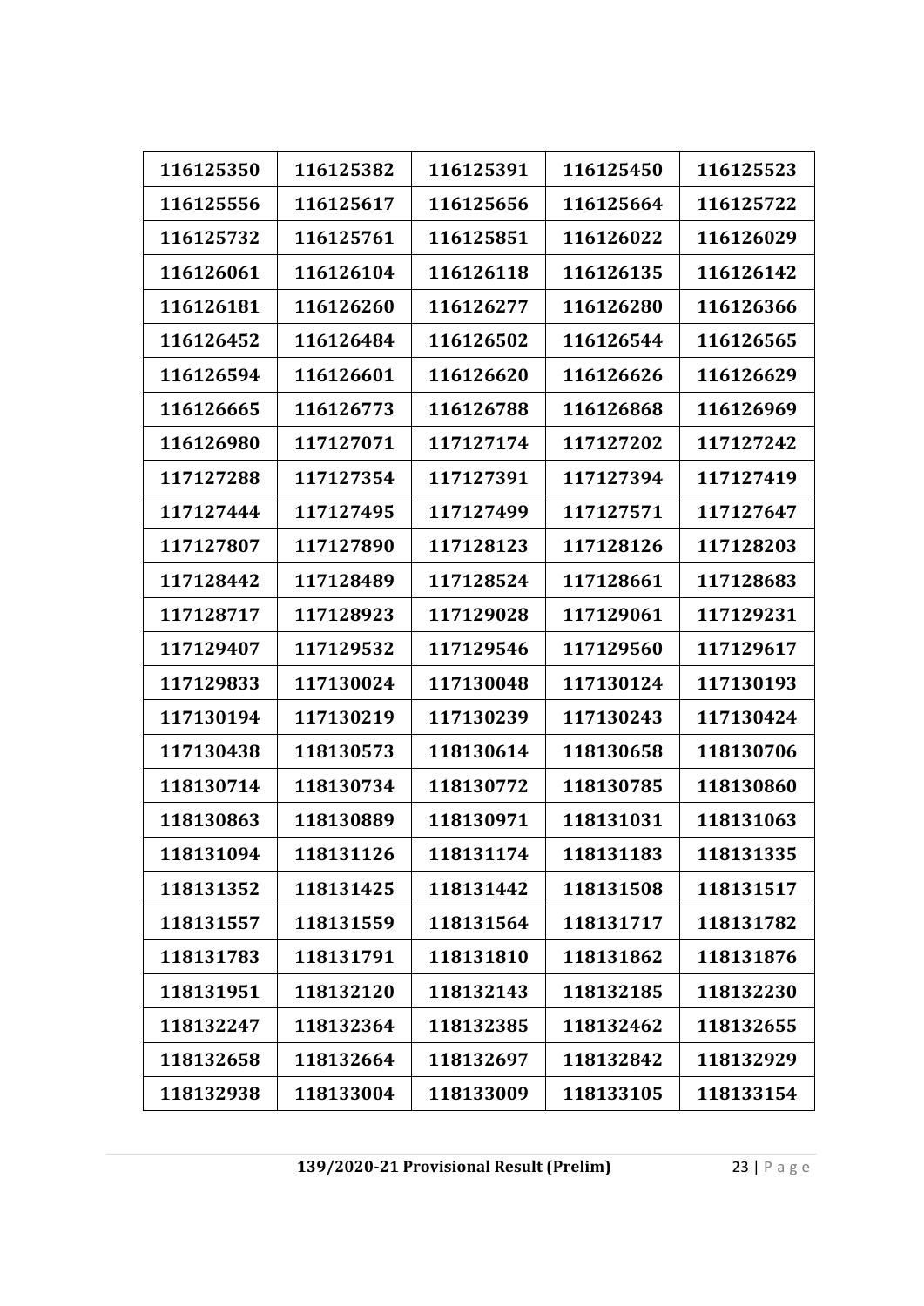| 116125350 | 116125382 | 116125391 | 116125450 | 116125523 |
|---|---|---|---|---|
| 116125556 | 116125617 | 116125656 | 116125664 | 116125722 |
| 116125732 | 116125761 | 116125851 | 116126022 | 116126029 |
| 116126061 | 116126104 | 116126118 | 116126135 | 116126142 |
| 116126181 | 116126260 | 116126277 | 116126280 | 116126366 |
| 116126452 | 116126484 | 116126502 | 116126544 | 116126565 |
| 116126594 | 116126601 | 116126620 | 116126626 | 116126629 |
| 116126665 | 116126773 | 116126788 | 116126868 | 116126969 |
| 116126980 | 117127071 | 117127174 | 117127202 | 117127242 |
| 117127288 | 117127354 | 117127391 | 117127394 | 117127419 |
| 117127444 | 117127495 | 117127499 | 117127571 | 117127647 |
| 117127807 | 117127890 | 117128123 | 117128126 | 117128203 |
| 117128442 | 117128489 | 117128524 | 117128661 | 117128683 |
| 117128717 | 117128923 | 117129028 | 117129061 | 117129231 |
| 117129407 | 117129532 | 117129546 | 117129560 | 117129617 |
| 117129833 | 117130024 | 117130048 | 117130124 | 117130193 |
| 117130194 | 117130219 | 117130239 | 117130243 | 117130424 |
| 117130438 | 118130573 | 118130614 | 118130658 | 118130706 |
| 118130714 | 118130734 | 118130772 | 118130785 | 118130860 |
| 118130863 | 118130889 | 118130971 | 118131031 | 118131063 |
| 118131094 | 118131126 | 118131174 | 118131183 | 118131335 |
| 118131352 | 118131425 | 118131442 | 118131508 | 118131517 |
| 118131557 | 118131559 | 118131564 | 118131717 | 118131782 |
| 118131783 | 118131791 | 118131810 | 118131862 | 118131876 |
| 118131951 | 118132120 | 118132143 | 118132185 | 118132230 |
| 118132247 | 118132364 | 118132385 | 118132462 | 118132655 |
| 118132658 | 118132664 | 118132697 | 118132842 | 118132929 |
| 118132938 | 118133004 | 118133009 | 118133105 | 118133154 |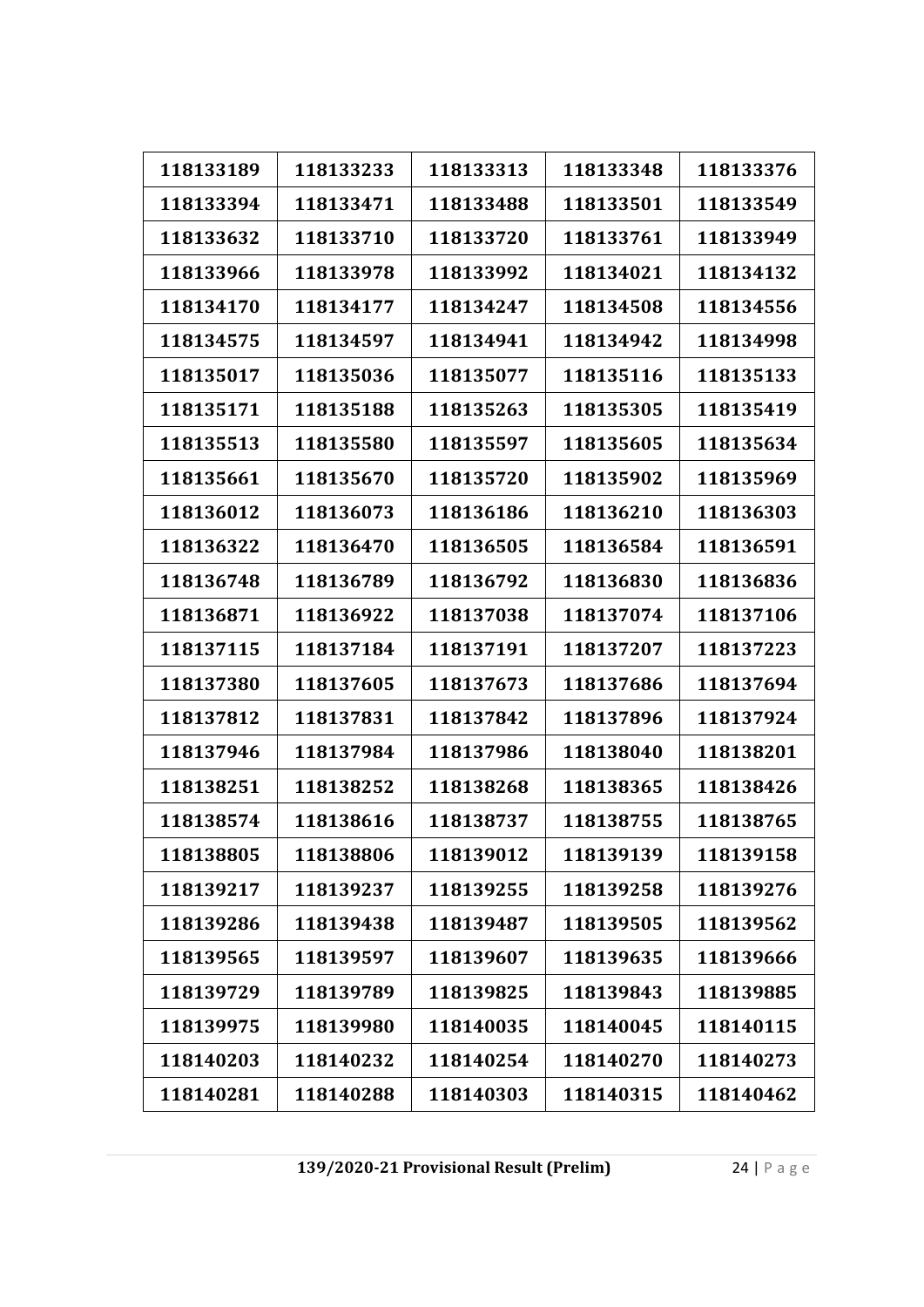| 118133189 | 118133233 | 118133313 | 118133348 | 118133376 |
|---|---|---|---|---|
| 118133394 | 118133471 | 118133488 | 118133501 | 118133549 |
| 118133632 | 118133710 | 118133720 | 118133761 | 118133949 |
| 118133966 | 118133978 | 118133992 | 118134021 | 118134132 |
| 118134170 | 118134177 | 118134247 | 118134508 | 118134556 |
| 118134575 | 118134597 | 118134941 | 118134942 | 118134998 |
| 118135017 | 118135036 | 118135077 | 118135116 | 118135133 |
| 118135171 | 118135188 | 118135263 | 118135305 | 118135419 |
| 118135513 | 118135580 | 118135597 | 118135605 | 118135634 |
| 118135661 | 118135670 | 118135720 | 118135902 | 118135969 |
| 118136012 | 118136073 | 118136186 | 118136210 | 118136303 |
| 118136322 | 118136470 | 118136505 | 118136584 | 118136591 |
| 118136748 | 118136789 | 118136792 | 118136830 | 118136836 |
| 118136871 | 118136922 | 118137038 | 118137074 | 118137106 |
| 118137115 | 118137184 | 118137191 | 118137207 | 118137223 |
| 118137380 | 118137605 | 118137673 | 118137686 | 118137694 |
| 118137812 | 118137831 | 118137842 | 118137896 | 118137924 |
| 118137946 | 118137984 | 118137986 | 118138040 | 118138201 |
| 118138251 | 118138252 | 118138268 | 118138365 | 118138426 |
| 118138574 | 118138616 | 118138737 | 118138755 | 118138765 |
| 118138805 | 118138806 | 118139012 | 118139139 | 118139158 |
| 118139217 | 118139237 | 118139255 | 118139258 | 118139276 |
| 118139286 | 118139438 | 118139487 | 118139505 | 118139562 |
| 118139565 | 118139597 | 118139607 | 118139635 | 118139666 |
| 118139729 | 118139789 | 118139825 | 118139843 | 118139885 |
| 118139975 | 118139980 | 118140035 | 118140045 | 118140115 |
| 118140203 | 118140232 | 118140254 | 118140270 | 118140273 |
| 118140281 | 118140288 | 118140303 | 118140315 | 118140462 |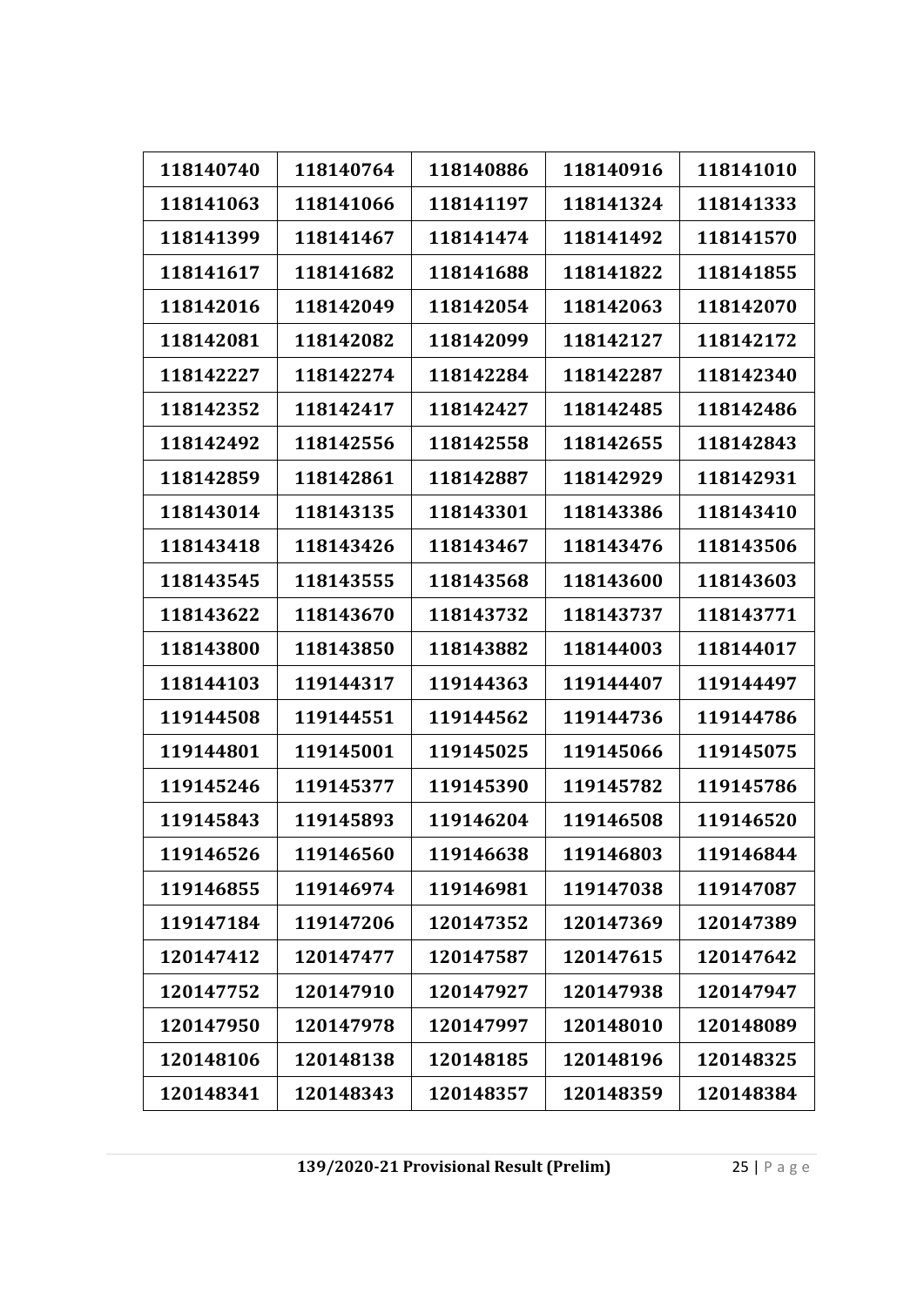| 118140740 | 118140764 | 118140886 | 118140916 | 118141010 |
|---|---|---|---|---|
| 118141063 | 118141066 | 118141197 | 118141324 | 118141333 |
| 118141399 | 118141467 | 118141474 | 118141492 | 118141570 |
| 118141617 | 118141682 | 118141688 | 118141822 | 118141855 |
| 118142016 | 118142049 | 118142054 | 118142063 | 118142070 |
| 118142081 | 118142082 | 118142099 | 118142127 | 118142172 |
| 118142227 | 118142274 | 118142284 | 118142287 | 118142340 |
| 118142352 | 118142417 | 118142427 | 118142485 | 118142486 |
| 118142492 | 118142556 | 118142558 | 118142655 | 118142843 |
| 118142859 | 118142861 | 118142887 | 118142929 | 118142931 |
| 118143014 | 118143135 | 118143301 | 118143386 | 118143410 |
| 118143418 | 118143426 | 118143467 | 118143476 | 118143506 |
| 118143545 | 118143555 | 118143568 | 118143600 | 118143603 |
| 118143622 | 118143670 | 118143732 | 118143737 | 118143771 |
| 118143800 | 118143850 | 118143882 | 118144003 | 118144017 |
| 118144103 | 119144317 | 119144363 | 119144407 | 119144497 |
| 119144508 | 119144551 | 119144562 | 119144736 | 119144786 |
| 119144801 | 119145001 | 119145025 | 119145066 | 119145075 |
| 119145246 | 119145377 | 119145390 | 119145782 | 119145786 |
| 119145843 | 119145893 | 119146204 | 119146508 | 119146520 |
| 119146526 | 119146560 | 119146638 | 119146803 | 119146844 |
| 119146855 | 119146974 | 119146981 | 119147038 | 119147087 |
| 119147184 | 119147206 | 120147352 | 120147369 | 120147389 |
| 120147412 | 120147477 | 120147587 | 120147615 | 120147642 |
| 120147752 | 120147910 | 120147927 | 120147938 | 120147947 |
| 120147950 | 120147978 | 120147997 | 120148010 | 120148089 |
| 120148106 | 120148138 | 120148185 | 120148196 | 120148325 |
| 120148341 | 120148343 | 120148357 | 120148359 | 120148384 |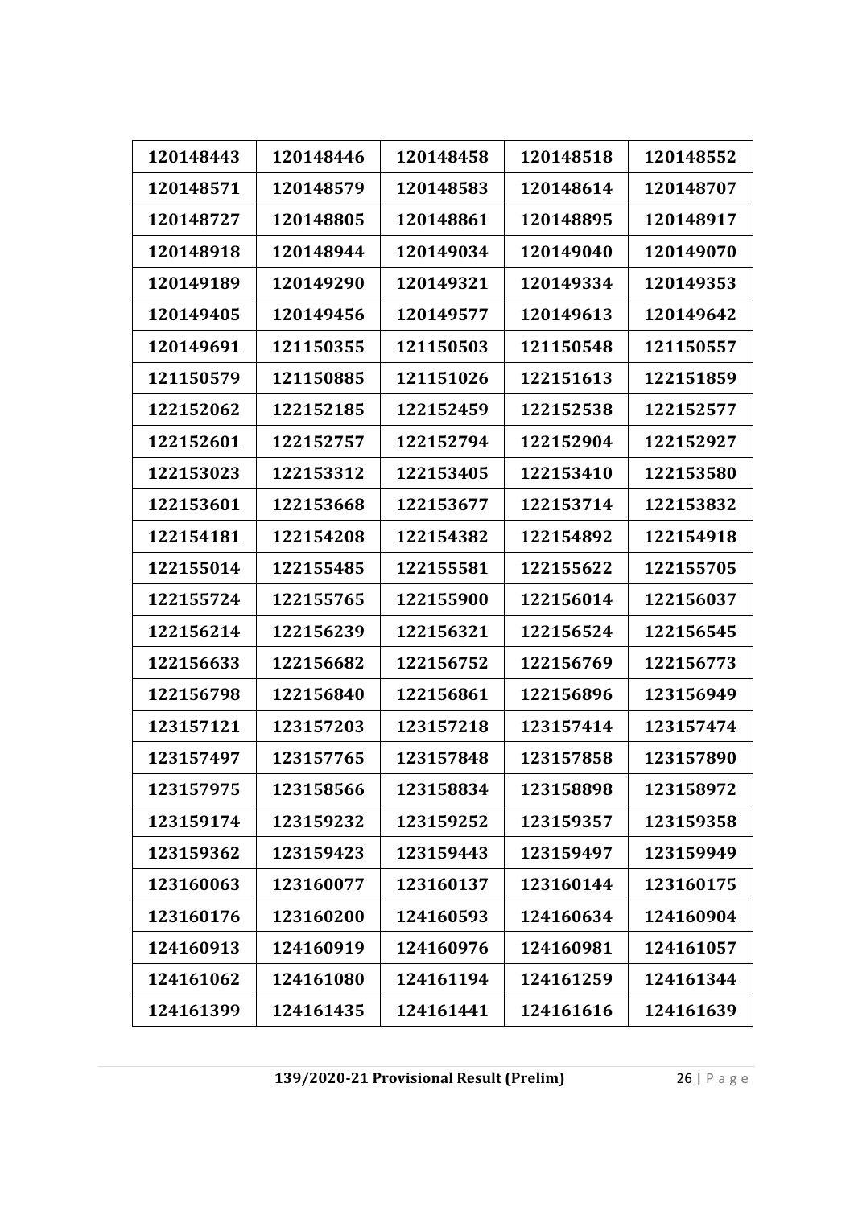| 120148443 | 120148446 | 120148458 | 120148518 | 120148552 |
|---|---|---|---|---|
| 120148571 | 120148579 | 120148583 | 120148614 | 120148707 |
| 120148727 | 120148805 | 120148861 | 120148895 | 120148917 |
| 120148918 | 120148944 | 120149034 | 120149040 | 120149070 |
| 120149189 | 120149290 | 120149321 | 120149334 | 120149353 |
| 120149405 | 120149456 | 120149577 | 120149613 | 120149642 |
| 120149691 | 121150355 | 121150503 | 121150548 | 121150557 |
| 121150579 | 121150885 | 121151026 | 122151613 | 122151859 |
| 122152062 | 122152185 | 122152459 | 122152538 | 122152577 |
| 122152601 | 122152757 | 122152794 | 122152904 | 122152927 |
| 122153023 | 122153312 | 122153405 | 122153410 | 122153580 |
| 122153601 | 122153668 | 122153677 | 122153714 | 122153832 |
| 122154181 | 122154208 | 122154382 | 122154892 | 122154918 |
| 122155014 | 122155485 | 122155581 | 122155622 | 122155705 |
| 122155724 | 122155765 | 122155900 | 122156014 | 122156037 |
| 122156214 | 122156239 | 122156321 | 122156524 | 122156545 |
| 122156633 | 122156682 | 122156752 | 122156769 | 122156773 |
| 122156798 | 122156840 | 122156861 | 122156896 | 123156949 |
| 123157121 | 123157203 | 123157218 | 123157414 | 123157474 |
| 123157497 | 123157765 | 123157848 | 123157858 | 123157890 |
| 123157975 | 123158566 | 123158834 | 123158898 | 123158972 |
| 123159174 | 123159232 | 123159252 | 123159357 | 123159358 |
| 123159362 | 123159423 | 123159443 | 123159497 | 123159949 |
| 123160063 | 123160077 | 123160137 | 123160144 | 123160175 |
| 123160176 | 123160200 | 124160593 | 124160634 | 124160904 |
| 124160913 | 124160919 | 124160976 | 124160981 | 124161057 |
| 124161062 | 124161080 | 124161194 | 124161259 | 124161344 |
| 124161399 | 124161435 | 124161441 | 124161616 | 124161639 |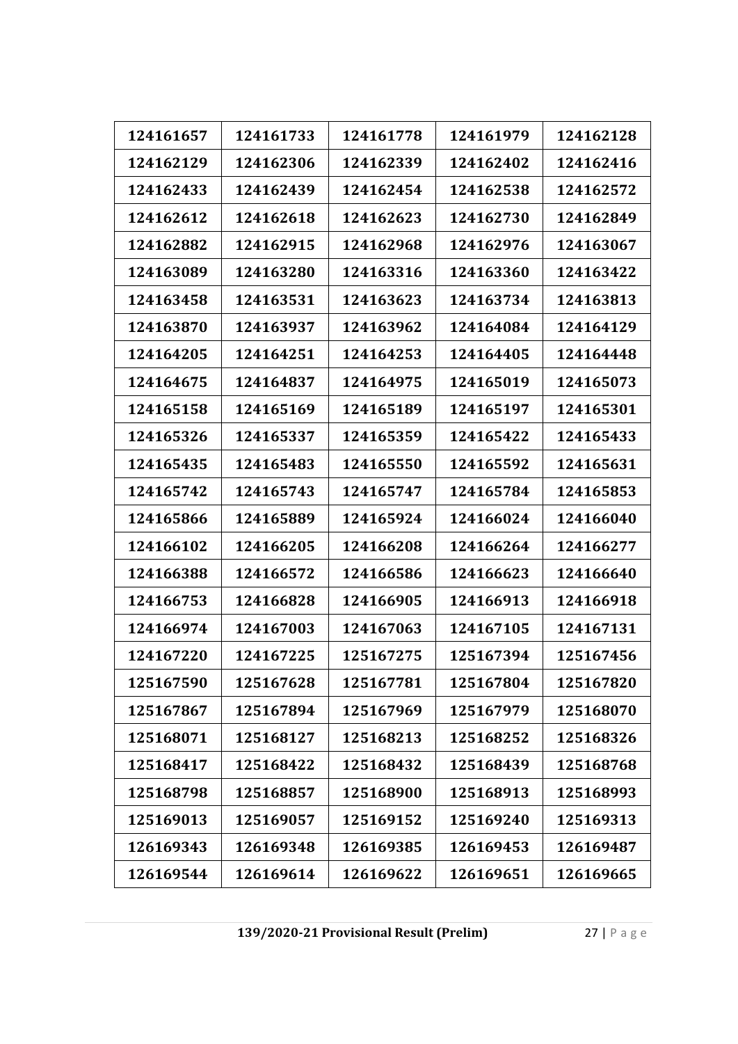| 124161657 | 124161733 | 124161778 | 124161979 | 124162128 |
|---|---|---|---|---|
| 124162129 | 124162306 | 124162339 | 124162402 | 124162416 |
| 124162433 | 124162439 | 124162454 | 124162538 | 124162572 |
| 124162612 | 124162618 | 124162623 | 124162730 | 124162849 |
| 124162882 | 124162915 | 124162968 | 124162976 | 124163067 |
| 124163089 | 124163280 | 124163316 | 124163360 | 124163422 |
| 124163458 | 124163531 | 124163623 | 124163734 | 124163813 |
| 124163870 | 124163937 | 124163962 | 124164084 | 124164129 |
| 124164205 | 124164251 | 124164253 | 124164405 | 124164448 |
| 124164675 | 124164837 | 124164975 | 124165019 | 124165073 |
| 124165158 | 124165169 | 124165189 | 124165197 | 124165301 |
| 124165326 | 124165337 | 124165359 | 124165422 | 124165433 |
| 124165435 | 124165483 | 124165550 | 124165592 | 124165631 |
| 124165742 | 124165743 | 124165747 | 124165784 | 124165853 |
| 124165866 | 124165889 | 124165924 | 124166024 | 124166040 |
| 124166102 | 124166205 | 124166208 | 124166264 | 124166277 |
| 124166388 | 124166572 | 124166586 | 124166623 | 124166640 |
| 124166753 | 124166828 | 124166905 | 124166913 | 124166918 |
| 124166974 | 124167003 | 124167063 | 124167105 | 124167131 |
| 124167220 | 124167225 | 125167275 | 125167394 | 125167456 |
| 125167590 | 125167628 | 125167781 | 125167804 | 125167820 |
| 125167867 | 125167894 | 125167969 | 125167979 | 125168070 |
| 125168071 | 125168127 | 125168213 | 125168252 | 125168326 |
| 125168417 | 125168422 | 125168432 | 125168439 | 125168768 |
| 125168798 | 125168857 | 125168900 | 125168913 | 125168993 |
| 125169013 | 125169057 | 125169152 | 125169240 | 125169313 |
| 126169343 | 126169348 | 126169385 | 126169453 | 126169487 |
| 126169544 | 126169614 | 126169622 | 126169651 | 126169665 |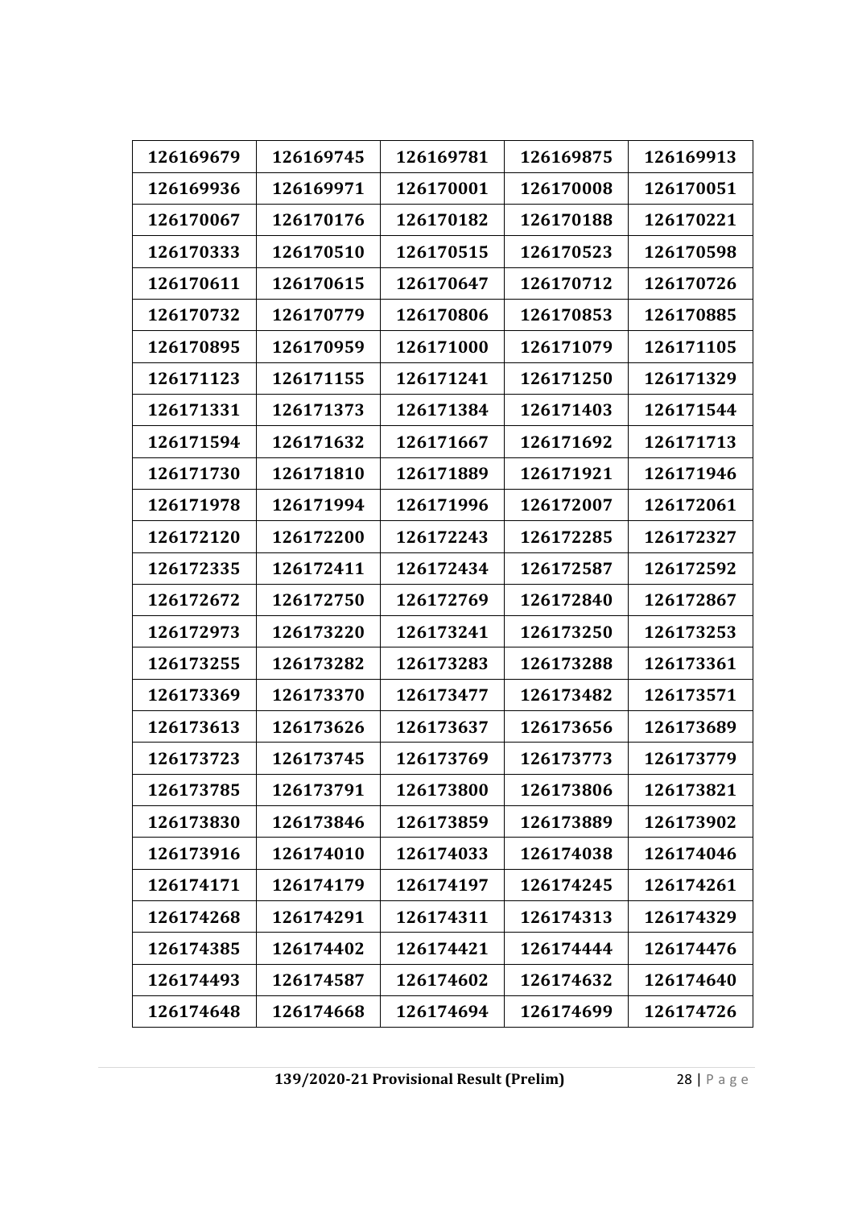| 126169679 | 126169745 | 126169781 | 126169875 | 126169913 |
|---|---|---|---|---|
| 126169936 | 126169971 | 126170001 | 126170008 | 126170051 |
| 126170067 | 126170176 | 126170182 | 126170188 | 126170221 |
| 126170333 | 126170510 | 126170515 | 126170523 | 126170598 |
| 126170611 | 126170615 | 126170647 | 126170712 | 126170726 |
| 126170732 | 126170779 | 126170806 | 126170853 | 126170885 |
| 126170895 | 126170959 | 126171000 | 126171079 | 126171105 |
| 126171123 | 126171155 | 126171241 | 126171250 | 126171329 |
| 126171331 | 126171373 | 126171384 | 126171403 | 126171544 |
| 126171594 | 126171632 | 126171667 | 126171692 | 126171713 |
| 126171730 | 126171810 | 126171889 | 126171921 | 126171946 |
| 126171978 | 126171994 | 126171996 | 126172007 | 126172061 |
| 126172120 | 126172200 | 126172243 | 126172285 | 126172327 |
| 126172335 | 126172411 | 126172434 | 126172587 | 126172592 |
| 126172672 | 126172750 | 126172769 | 126172840 | 126172867 |
| 126172973 | 126173220 | 126173241 | 126173250 | 126173253 |
| 126173255 | 126173282 | 126173283 | 126173288 | 126173361 |
| 126173369 | 126173370 | 126173477 | 126173482 | 126173571 |
| 126173613 | 126173626 | 126173637 | 126173656 | 126173689 |
| 126173723 | 126173745 | 126173769 | 126173773 | 126173779 |
| 126173785 | 126173791 | 126173800 | 126173806 | 126173821 |
| 126173830 | 126173846 | 126173859 | 126173889 | 126173902 |
| 126173916 | 126174010 | 126174033 | 126174038 | 126174046 |
| 126174171 | 126174179 | 126174197 | 126174245 | 126174261 |
| 126174268 | 126174291 | 126174311 | 126174313 | 126174329 |
| 126174385 | 126174402 | 126174421 | 126174444 | 126174476 |
| 126174493 | 126174587 | 126174602 | 126174632 | 126174640 |
| 126174648 | 126174668 | 126174694 | 126174699 | 126174726 |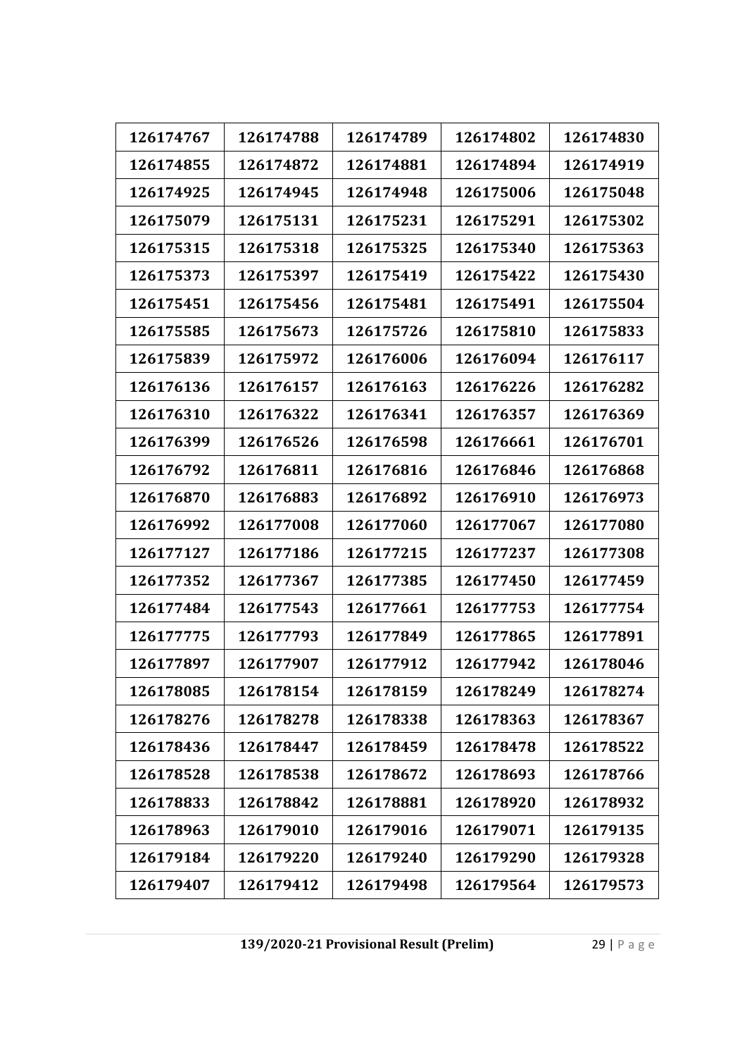| 126174767 | 126174788 | 126174789 | 126174802 | 126174830 |
|---|---|---|---|---|
| 126174855 | 126174872 | 126174881 | 126174894 | 126174919 |
| 126174925 | 126174945 | 126174948 | 126175006 | 126175048 |
| 126175079 | 126175131 | 126175231 | 126175291 | 126175302 |
| 126175315 | 126175318 | 126175325 | 126175340 | 126175363 |
| 126175373 | 126175397 | 126175419 | 126175422 | 126175430 |
| 126175451 | 126175456 | 126175481 | 126175491 | 126175504 |
| 126175585 | 126175673 | 126175726 | 126175810 | 126175833 |
| 126175839 | 126175972 | 126176006 | 126176094 | 126176117 |
| 126176136 | 126176157 | 126176163 | 126176226 | 126176282 |
| 126176310 | 126176322 | 126176341 | 126176357 | 126176369 |
| 126176399 | 126176526 | 126176598 | 126176661 | 126176701 |
| 126176792 | 126176811 | 126176816 | 126176846 | 126176868 |
| 126176870 | 126176883 | 126176892 | 126176910 | 126176973 |
| 126176992 | 126177008 | 126177060 | 126177067 | 126177080 |
| 126177127 | 126177186 | 126177215 | 126177237 | 126177308 |
| 126177352 | 126177367 | 126177385 | 126177450 | 126177459 |
| 126177484 | 126177543 | 126177661 | 126177753 | 126177754 |
| 126177775 | 126177793 | 126177849 | 126177865 | 126177891 |
| 126177897 | 126177907 | 126177912 | 126177942 | 126178046 |
| 126178085 | 126178154 | 126178159 | 126178249 | 126178274 |
| 126178276 | 126178278 | 126178338 | 126178363 | 126178367 |
| 126178436 | 126178447 | 126178459 | 126178478 | 126178522 |
| 126178528 | 126178538 | 126178672 | 126178693 | 126178766 |
| 126178833 | 126178842 | 126178881 | 126178920 | 126178932 |
| 126178963 | 126179010 | 126179016 | 126179071 | 126179135 |
| 126179184 | 126179220 | 126179240 | 126179290 | 126179328 |
| 126179407 | 126179412 | 126179498 | 126179564 | 126179573 |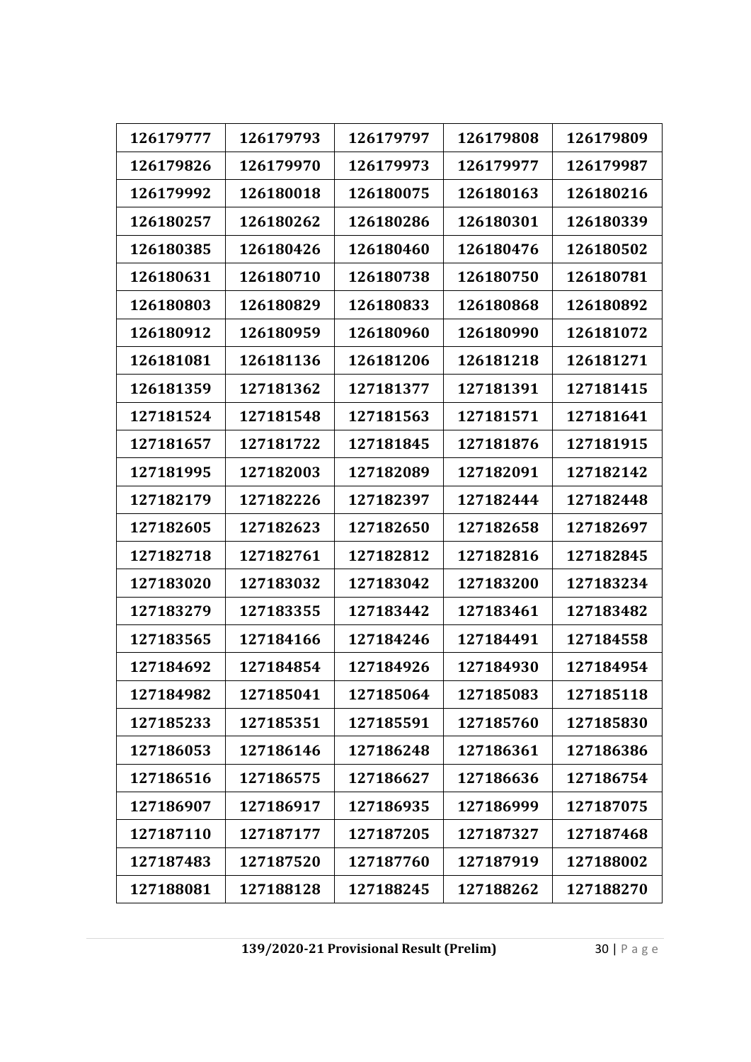| 126179777 | 126179793 | 126179797 | 126179808 | 126179809 |
|---|---|---|---|---|
| 126179826 | 126179970 | 126179973 | 126179977 | 126179987 |
| 126179992 | 126180018 | 126180075 | 126180163 | 126180216 |
| 126180257 | 126180262 | 126180286 | 126180301 | 126180339 |
| 126180385 | 126180426 | 126180460 | 126180476 | 126180502 |
| 126180631 | 126180710 | 126180738 | 126180750 | 126180781 |
| 126180803 | 126180829 | 126180833 | 126180868 | 126180892 |
| 126180912 | 126180959 | 126180960 | 126180990 | 126181072 |
| 126181081 | 126181136 | 126181206 | 126181218 | 126181271 |
| 126181359 | 127181362 | 127181377 | 127181391 | 127181415 |
| 127181524 | 127181548 | 127181563 | 127181571 | 127181641 |
| 127181657 | 127181722 | 127181845 | 127181876 | 127181915 |
| 127181995 | 127182003 | 127182089 | 127182091 | 127182142 |
| 127182179 | 127182226 | 127182397 | 127182444 | 127182448 |
| 127182605 | 127182623 | 127182650 | 127182658 | 127182697 |
| 127182718 | 127182761 | 127182812 | 127182816 | 127182845 |
| 127183020 | 127183032 | 127183042 | 127183200 | 127183234 |
| 127183279 | 127183355 | 127183442 | 127183461 | 127183482 |
| 127183565 | 127184166 | 127184246 | 127184491 | 127184558 |
| 127184692 | 127184854 | 127184926 | 127184930 | 127184954 |
| 127184982 | 127185041 | 127185064 | 127185083 | 127185118 |
| 127185233 | 127185351 | 127185591 | 127185760 | 127185830 |
| 127186053 | 127186146 | 127186248 | 127186361 | 127186386 |
| 127186516 | 127186575 | 127186627 | 127186636 | 127186754 |
| 127186907 | 127186917 | 127186935 | 127186999 | 127187075 |
| 127187110 | 127187177 | 127187205 | 127187327 | 127187468 |
| 127187483 | 127187520 | 127187760 | 127187919 | 127188002 |
| 127188081 | 127188128 | 127188245 | 127188262 | 127188270 |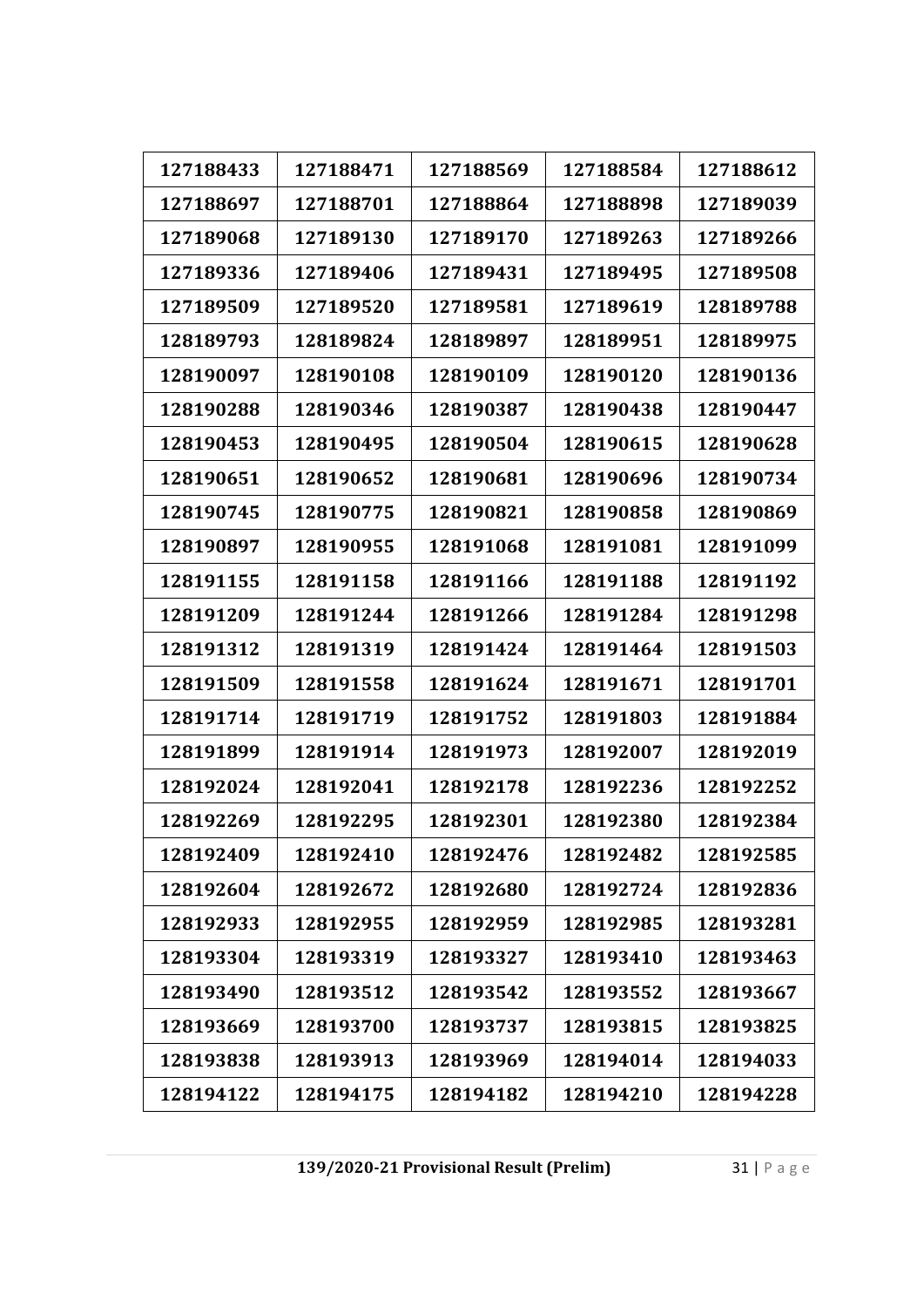| 127188433 | 127188471 | 127188569 | 127188584 | 127188612 |
|---|---|---|---|---|
| 127188697 | 127188701 | 127188864 | 127188898 | 127189039 |
| 127189068 | 127189130 | 127189170 | 127189263 | 127189266 |
| 127189336 | 127189406 | 127189431 | 127189495 | 127189508 |
| 127189509 | 127189520 | 127189581 | 127189619 | 128189788 |
| 128189793 | 128189824 | 128189897 | 128189951 | 128189975 |
| 128190097 | 128190108 | 128190109 | 128190120 | 128190136 |
| 128190288 | 128190346 | 128190387 | 128190438 | 128190447 |
| 128190453 | 128190495 | 128190504 | 128190615 | 128190628 |
| 128190651 | 128190652 | 128190681 | 128190696 | 128190734 |
| 128190745 | 128190775 | 128190821 | 128190858 | 128190869 |
| 128190897 | 128190955 | 128191068 | 128191081 | 128191099 |
| 128191155 | 128191158 | 128191166 | 128191188 | 128191192 |
| 128191209 | 128191244 | 128191266 | 128191284 | 128191298 |
| 128191312 | 128191319 | 128191424 | 128191464 | 128191503 |
| 128191509 | 128191558 | 128191624 | 128191671 | 128191701 |
| 128191714 | 128191719 | 128191752 | 128191803 | 128191884 |
| 128191899 | 128191914 | 128191973 | 128192007 | 128192019 |
| 128192024 | 128192041 | 128192178 | 128192236 | 128192252 |
| 128192269 | 128192295 | 128192301 | 128192380 | 128192384 |
| 128192409 | 128192410 | 128192476 | 128192482 | 128192585 |
| 128192604 | 128192672 | 128192680 | 128192724 | 128192836 |
| 128192933 | 128192955 | 128192959 | 128192985 | 128193281 |
| 128193304 | 128193319 | 128193327 | 128193410 | 128193463 |
| 128193490 | 128193512 | 128193542 | 128193552 | 128193667 |
| 128193669 | 128193700 | 128193737 | 128193815 | 128193825 |
| 128193838 | 128193913 | 128193969 | 128194014 | 128194033 |
| 128194122 | 128194175 | 128194182 | 128194210 | 128194228 |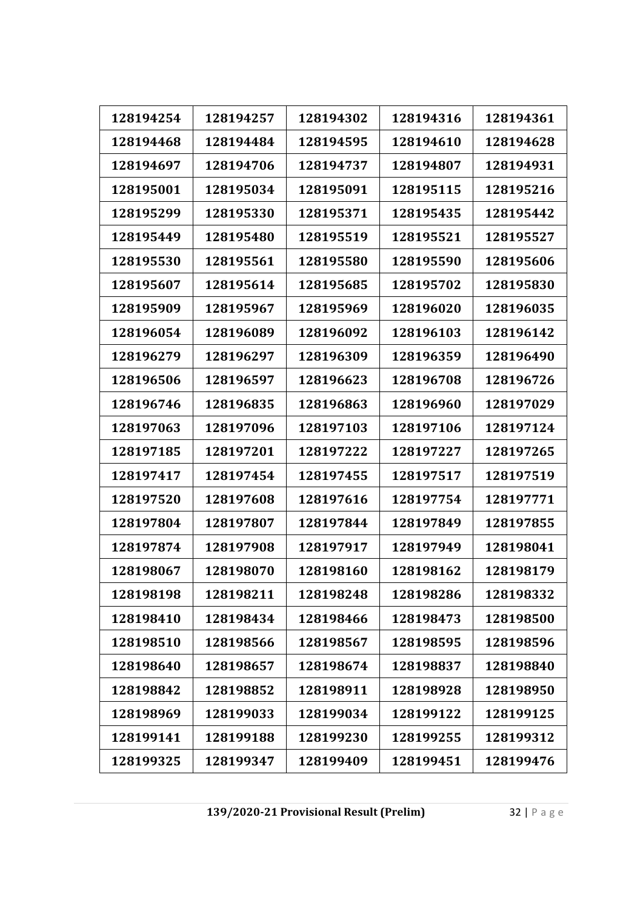| 128194254 | 128194257 | 128194302 | 128194316 | 128194361 |
|---|---|---|---|---|
| 128194468 | 128194484 | 128194595 | 128194610 | 128194628 |
| 128194697 | 128194706 | 128194737 | 128194807 | 128194931 |
| 128195001 | 128195034 | 128195091 | 128195115 | 128195216 |
| 128195299 | 128195330 | 128195371 | 128195435 | 128195442 |
| 128195449 | 128195480 | 128195519 | 128195521 | 128195527 |
| 128195530 | 128195561 | 128195580 | 128195590 | 128195606 |
| 128195607 | 128195614 | 128195685 | 128195702 | 128195830 |
| 128195909 | 128195967 | 128195969 | 128196020 | 128196035 |
| 128196054 | 128196089 | 128196092 | 128196103 | 128196142 |
| 128196279 | 128196297 | 128196309 | 128196359 | 128196490 |
| 128196506 | 128196597 | 128196623 | 128196708 | 128196726 |
| 128196746 | 128196835 | 128196863 | 128196960 | 128197029 |
| 128197063 | 128197096 | 128197103 | 128197106 | 128197124 |
| 128197185 | 128197201 | 128197222 | 128197227 | 128197265 |
| 128197417 | 128197454 | 128197455 | 128197517 | 128197519 |
| 128197520 | 128197608 | 128197616 | 128197754 | 128197771 |
| 128197804 | 128197807 | 128197844 | 128197849 | 128197855 |
| 128197874 | 128197908 | 128197917 | 128197949 | 128198041 |
| 128198067 | 128198070 | 128198160 | 128198162 | 128198179 |
| 128198198 | 128198211 | 128198248 | 128198286 | 128198332 |
| 128198410 | 128198434 | 128198466 | 128198473 | 128198500 |
| 128198510 | 128198566 | 128198567 | 128198595 | 128198596 |
| 128198640 | 128198657 | 128198674 | 128198837 | 128198840 |
| 128198842 | 128198852 | 128198911 | 128198928 | 128198950 |
| 128198969 | 128199033 | 128199034 | 128199122 | 128199125 |
| 128199141 | 128199188 | 128199230 | 128199255 | 128199312 |
| 128199325 | 128199347 | 128199409 | 128199451 | 128199476 |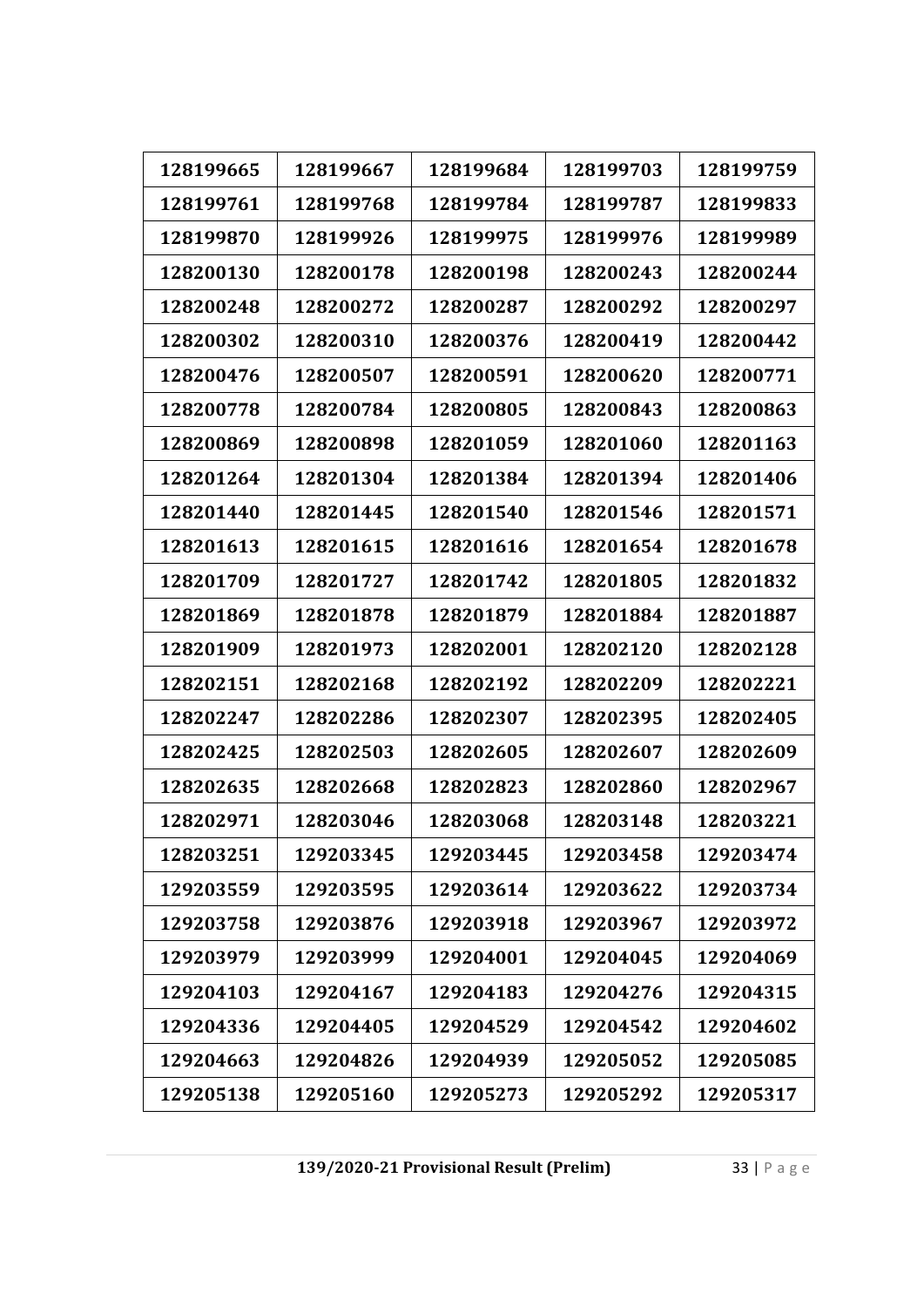| 128199665 | 128199667 | 128199684 | 128199703 | 128199759 |
|---|---|---|---|---|
| 128199761 | 128199768 | 128199784 | 128199787 | 128199833 |
| 128199870 | 128199926 | 128199975 | 128199976 | 128199989 |
| 128200130 | 128200178 | 128200198 | 128200243 | 128200244 |
| 128200248 | 128200272 | 128200287 | 128200292 | 128200297 |
| 128200302 | 128200310 | 128200376 | 128200419 | 128200442 |
| 128200476 | 128200507 | 128200591 | 128200620 | 128200771 |
| 128200778 | 128200784 | 128200805 | 128200843 | 128200863 |
| 128200869 | 128200898 | 128201059 | 128201060 | 128201163 |
| 128201264 | 128201304 | 128201384 | 128201394 | 128201406 |
| 128201440 | 128201445 | 128201540 | 128201546 | 128201571 |
| 128201613 | 128201615 | 128201616 | 128201654 | 128201678 |
| 128201709 | 128201727 | 128201742 | 128201805 | 128201832 |
| 128201869 | 128201878 | 128201879 | 128201884 | 128201887 |
| 128201909 | 128201973 | 128202001 | 128202120 | 128202128 |
| 128202151 | 128202168 | 128202192 | 128202209 | 128202221 |
| 128202247 | 128202286 | 128202307 | 128202395 | 128202405 |
| 128202425 | 128202503 | 128202605 | 128202607 | 128202609 |
| 128202635 | 128202668 | 128202823 | 128202860 | 128202967 |
| 128202971 | 128203046 | 128203068 | 128203148 | 128203221 |
| 128203251 | 129203345 | 129203445 | 129203458 | 129203474 |
| 129203559 | 129203595 | 129203614 | 129203622 | 129203734 |
| 129203758 | 129203876 | 129203918 | 129203967 | 129203972 |
| 129203979 | 129203999 | 129204001 | 129204045 | 129204069 |
| 129204103 | 129204167 | 129204183 | 129204276 | 129204315 |
| 129204336 | 129204405 | 129204529 | 129204542 | 129204602 |
| 129204663 | 129204826 | 129204939 | 129205052 | 129205085 |
| 129205138 | 129205160 | 129205273 | 129205292 | 129205317 |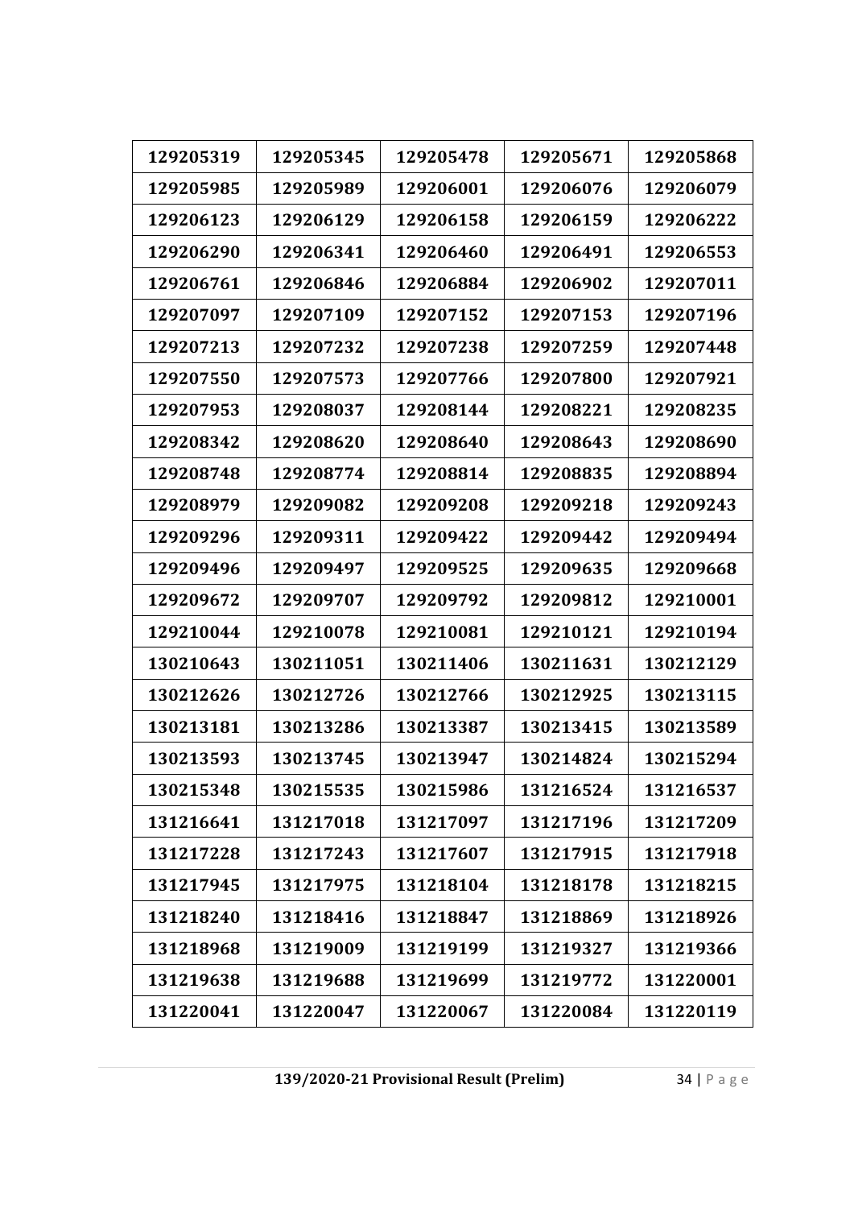| 129205319 | 129205345 | 129205478 | 129205671 | 129205868 |
|---|---|---|---|---|
| 129205985 | 129205989 | 129206001 | 129206076 | 129206079 |
| 129206123 | 129206129 | 129206158 | 129206159 | 129206222 |
| 129206290 | 129206341 | 129206460 | 129206491 | 129206553 |
| 129206761 | 129206846 | 129206884 | 129206902 | 129207011 |
| 129207097 | 129207109 | 129207152 | 129207153 | 129207196 |
| 129207213 | 129207232 | 129207238 | 129207259 | 129207448 |
| 129207550 | 129207573 | 129207766 | 129207800 | 129207921 |
| 129207953 | 129208037 | 129208144 | 129208221 | 129208235 |
| 129208342 | 129208620 | 129208640 | 129208643 | 129208690 |
| 129208748 | 129208774 | 129208814 | 129208835 | 129208894 |
| 129208979 | 129209082 | 129209208 | 129209218 | 129209243 |
| 129209296 | 129209311 | 129209422 | 129209442 | 129209494 |
| 129209496 | 129209497 | 129209525 | 129209635 | 129209668 |
| 129209672 | 129209707 | 129209792 | 129209812 | 129210001 |
| 129210044 | 129210078 | 129210081 | 129210121 | 129210194 |
| 130210643 | 130211051 | 130211406 | 130211631 | 130212129 |
| 130212626 | 130212726 | 130212766 | 130212925 | 130213115 |
| 130213181 | 130213286 | 130213387 | 130213415 | 130213589 |
| 130213593 | 130213745 | 130213947 | 130214824 | 130215294 |
| 130215348 | 130215535 | 130215986 | 131216524 | 131216537 |
| 131216641 | 131217018 | 131217097 | 131217196 | 131217209 |
| 131217228 | 131217243 | 131217607 | 131217915 | 131217918 |
| 131217945 | 131217975 | 131218104 | 131218178 | 131218215 |
| 131218240 | 131218416 | 131218847 | 131218869 | 131218926 |
| 131218968 | 131219009 | 131219199 | 131219327 | 131219366 |
| 131219638 | 131219688 | 131219699 | 131219772 | 131220001 |
| 131220041 | 131220047 | 131220067 | 131220084 | 131220119 |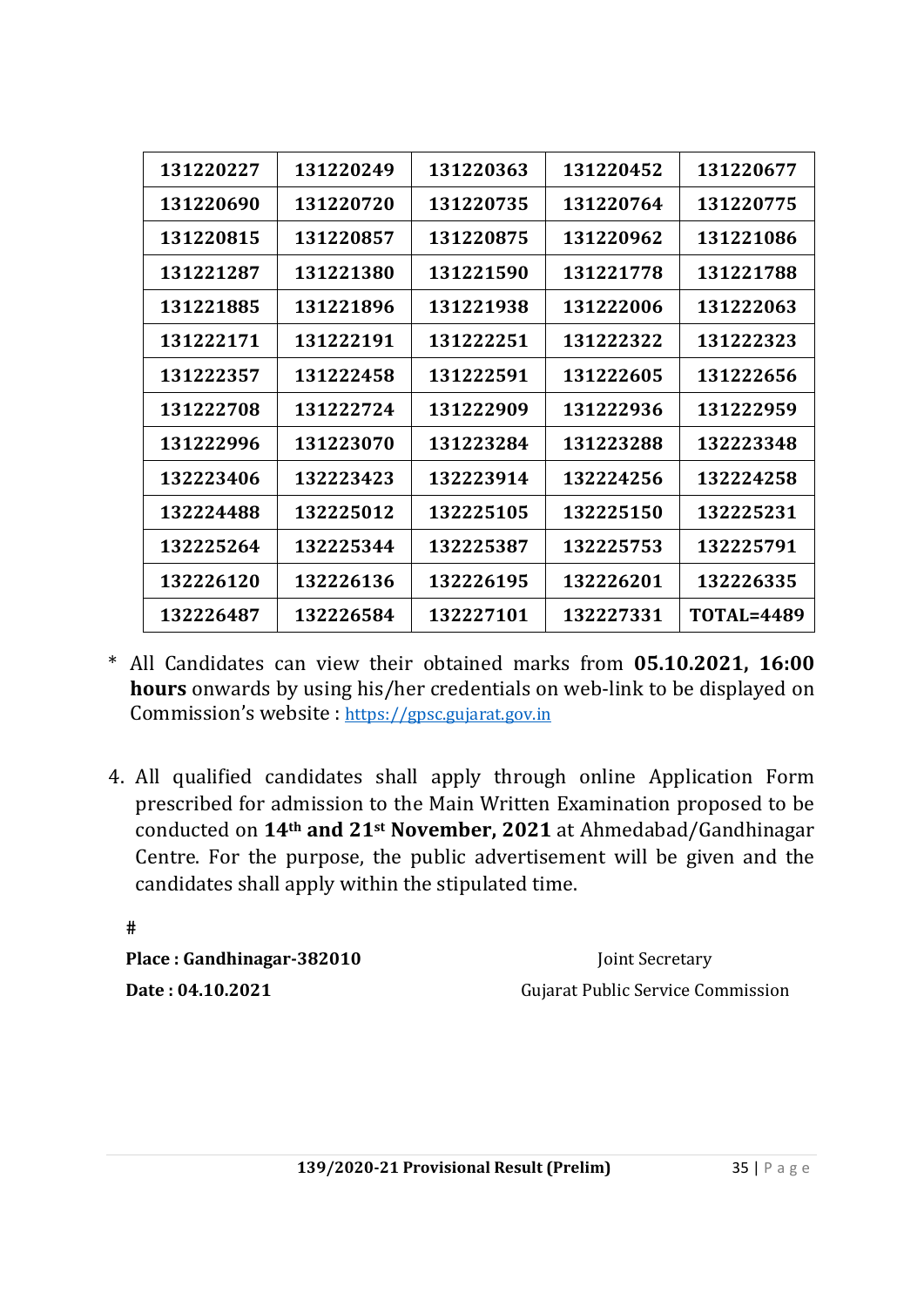| | | | | |
|---|---|---|---|---|
| **131220227** | **131220249** | **131220363** | **131220452** | **131220677** |
| **131220690** | **131220720** | **131220735** | **131220764** | **131220775** |
| **131220815** | **131220857** | **131220875** | **131220962** | **131221086** |
| **131221287** | **131221380** | **131221590** | **131221778** | **131221788** |
| **131221885** | **131221896** | **131221938** | **131222006** | **131222063** |
| **131222171** | **131222191** | **131222251** | **131222322** | **131222323** |
| **131222357** | **131222458** | **131222591** | **131222605** | **131222656** |
| **131222708** | **131222724** | **131222909** | **131222936** | **131222959** |
| **131222996** | **131223070** | **131223284** | **131223288** | **132223348** |
| **132223406** | **132223423** | **132223914** | **132224256** | **132224258** |
| **132224488** | **132225012** | **132225105** | **132225150** | **132225231** |
| **132225264** | **132225344** | **132225387** | **132225753** | **132225791** |
| **132226120** | **132226136** | **132226195** | **132226201** | **132226335** |
| **132226487** | **132226584** | **132227101** | **132227331** | **TOTAL=4489** |

\* All Candidates can view their obtained marks from **05.10.2021, 16:00 hours** onwards by using his/her credentials on web-link to be displayed on Commission's website : https://gpsc.gujarat.gov.in

4. All qualified candidates shall apply through online Application Form prescribed for admission to the Main Written Examination proposed to be conducted on **14th and 21st November, 2021** at Ahmedabad/Gandhinagar Centre. For the purpose, the public advertisement will be given and the candidates shall apply within the stipulated time.

**#**

**Place : Gandhinagar-382010**

**Date : 04.10.2021**

Joint Secretary

Gujarat Public Service Commission